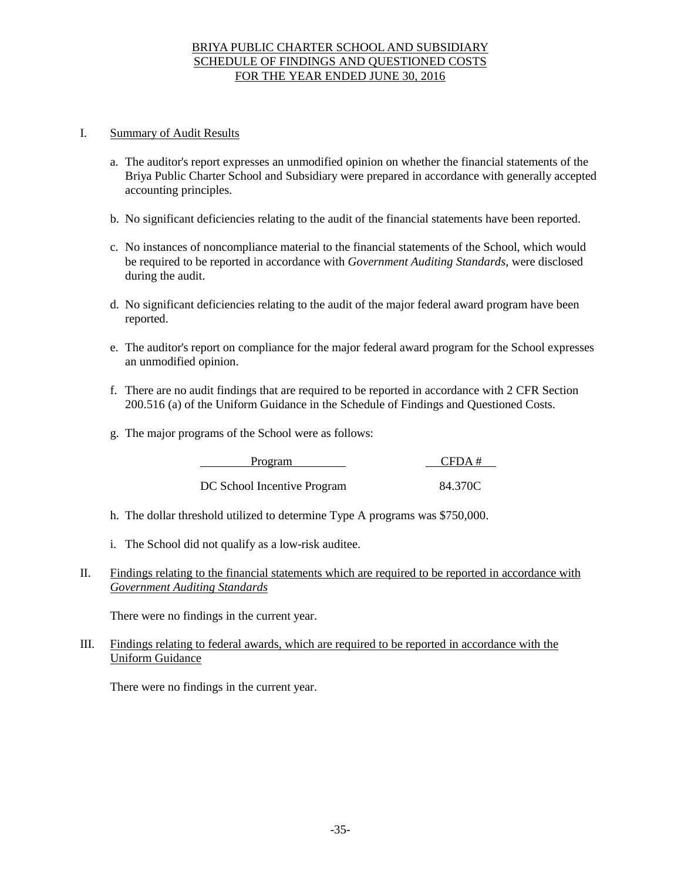# BRIYA PUBLIC CHARTER SCHOOL AND SUBSIDIARY
## SCHEDULE OF FINDINGS AND QUESTIONED COSTS
## FOR THE YEAR ENDED JUNE 30, 2016

I. Summary of Audit Results

a. The auditor's report expresses an unmodified opinion on whether the financial statements of the Briya Public Charter School and Subsidiary were prepared in accordance with generally accepted accounting principles.

b. No significant deficiencies relating to the audit of the financial statements have been reported.

c. No instances of noncompliance material to the financial statements of the School, which would be required to be reported in accordance with *Government Auditing Standards*, were disclosed during the audit.

d. No significant deficiencies relating to the audit of the major federal award program have been reported.

e. The auditor's report on compliance for the major federal award program for the School expresses an unmodified opinion.

f. There are no audit findings that are required to be reported in accordance with 2 CFR Section 200.516 (a) of the Uniform Guidance in the Schedule of Findings and Questioned Costs.

g. The major programs of the School were as follows:

| Program | CFDA # |
|---|---|
| DC School Incentive Program | 84.370C |

h. The dollar threshold utilized to determine Type A programs was $750,000.

i. The School did not qualify as a low-risk auditee.

II. Findings relating to the financial statements which are required to be reported in accordance with *Government Auditing Standards*

There were no findings in the current year.

III. Findings relating to federal awards, which are required to be reported in accordance with the Uniform Guidance

There were no findings in the current year.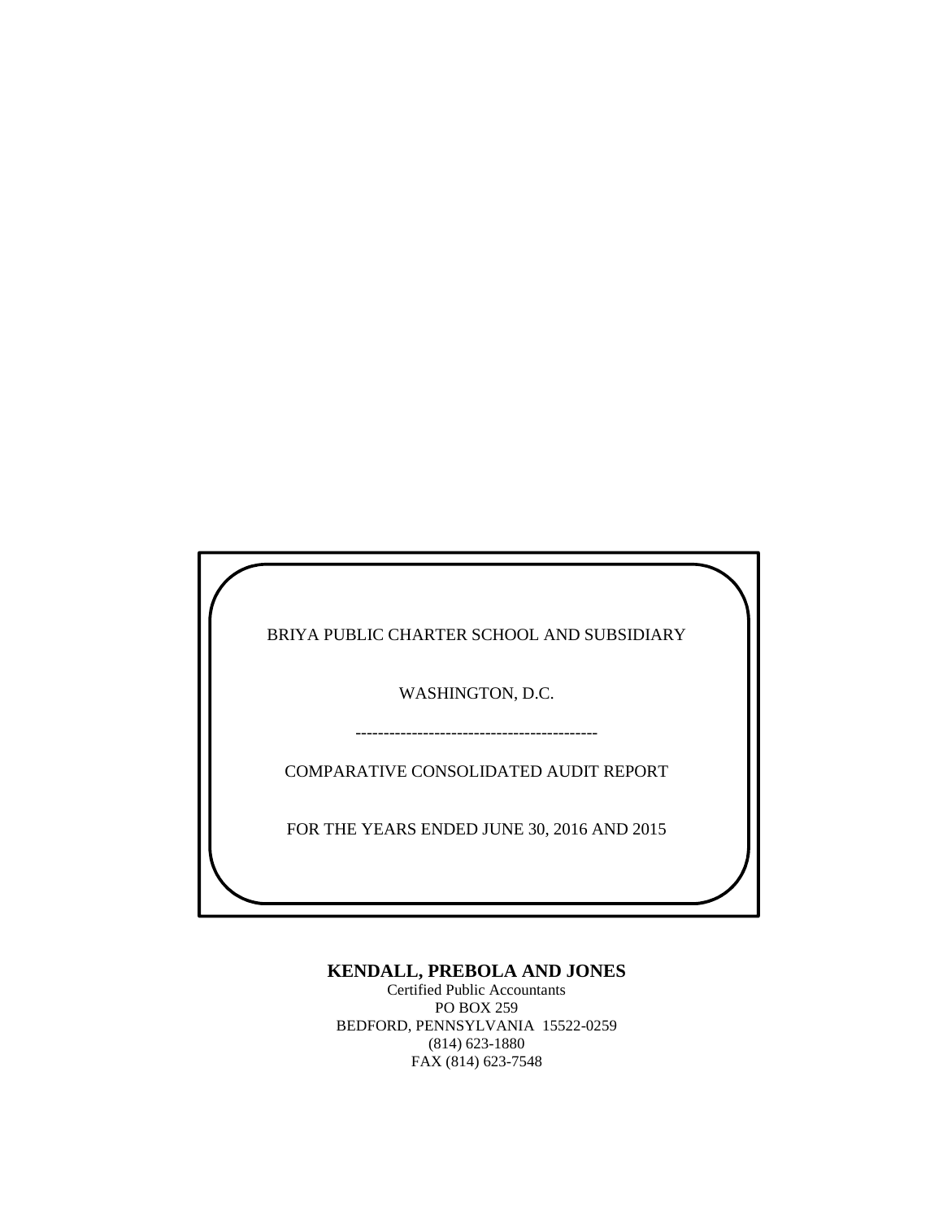BRIYA PUBLIC CHARTER SCHOOL AND SUBSIDIARY

WASHINGTON, D.C.

-------------------------------------------

COMPARATIVE CONSOLIDATED AUDIT REPORT

FOR THE YEARS ENDED JUNE 30, 2016 AND 2015

**KENDALL, PREBOLA AND JONES**

Certified Public Accountants
PO BOX 259
BEDFORD, PENNSYLVANIA 15522-0259
(814) 623-1880
FAX (814) 623-7548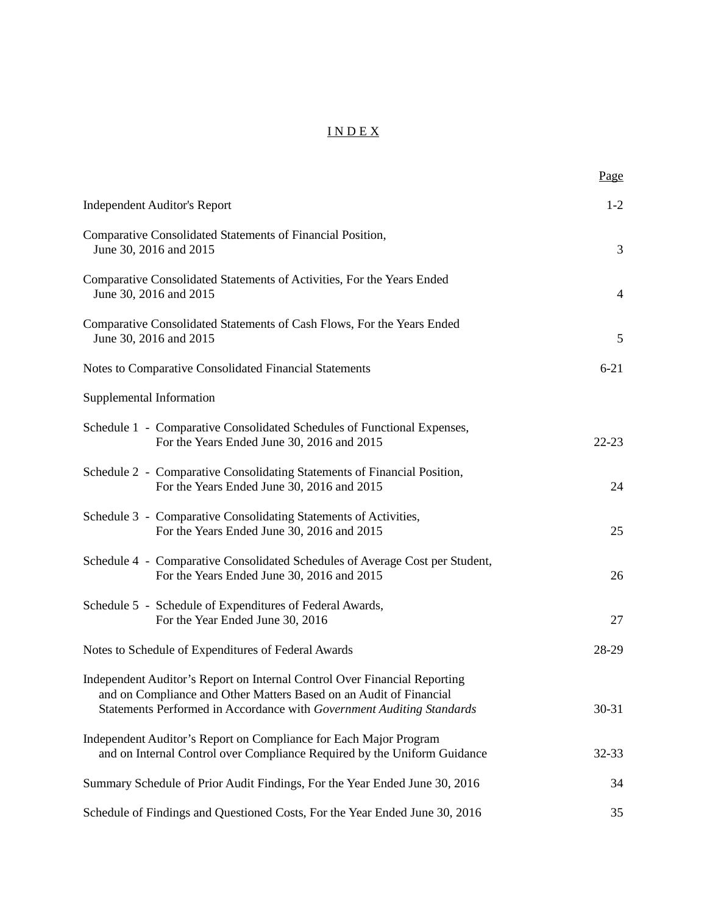# INDEX

| | Page |
|---|---|
| Independent Auditor's Report | 1-2 |
| Comparative Consolidated Statements of Financial Position, June 30, 2016 and 2015 | 3 |
| Comparative Consolidated Statements of Activities, For the Years Ended June 30, 2016 and 2015 | 4 |
| Comparative Consolidated Statements of Cash Flows, For the Years Ended June 30, 2016 and 2015 | 5 |
| Notes to Comparative Consolidated Financial Statements | 6-21 |
| Supplemental Information | |
| Schedule 1 - Comparative Consolidated Schedules of Functional Expenses, For the Years Ended June 30, 2016 and 2015 | 22-23 |
| Schedule 2 - Comparative Consolidating Statements of Financial Position, For the Years Ended June 30, 2016 and 2015 | 24 |
| Schedule 3 - Comparative Consolidating Statements of Activities, For the Years Ended June 30, 2016 and 2015 | 25 |
| Schedule 4 - Comparative Consolidated Schedules of Average Cost per Student, For the Years Ended June 30, 2016 and 2015 | 26 |
| Schedule 5 - Schedule of Expenditures of Federal Awards, For the Year Ended June 30, 2016 | 27 |
| Notes to Schedule of Expenditures of Federal Awards | 28-29 |
| Independent Auditor's Report on Internal Control Over Financial Reporting and on Compliance and Other Matters Based on an Audit of Financial Statements Performed in Accordance with *Government Auditing Standards* | 30-31 |
| Independent Auditor's Report on Compliance for Each Major Program and on Internal Control over Compliance Required by the Uniform Guidance | 32-33 |
| Summary Schedule of Prior Audit Findings, For the Year Ended June 30, 2016 | 34 |
| Schedule of Findings and Questioned Costs, For the Year Ended June 30, 2016 | 35 |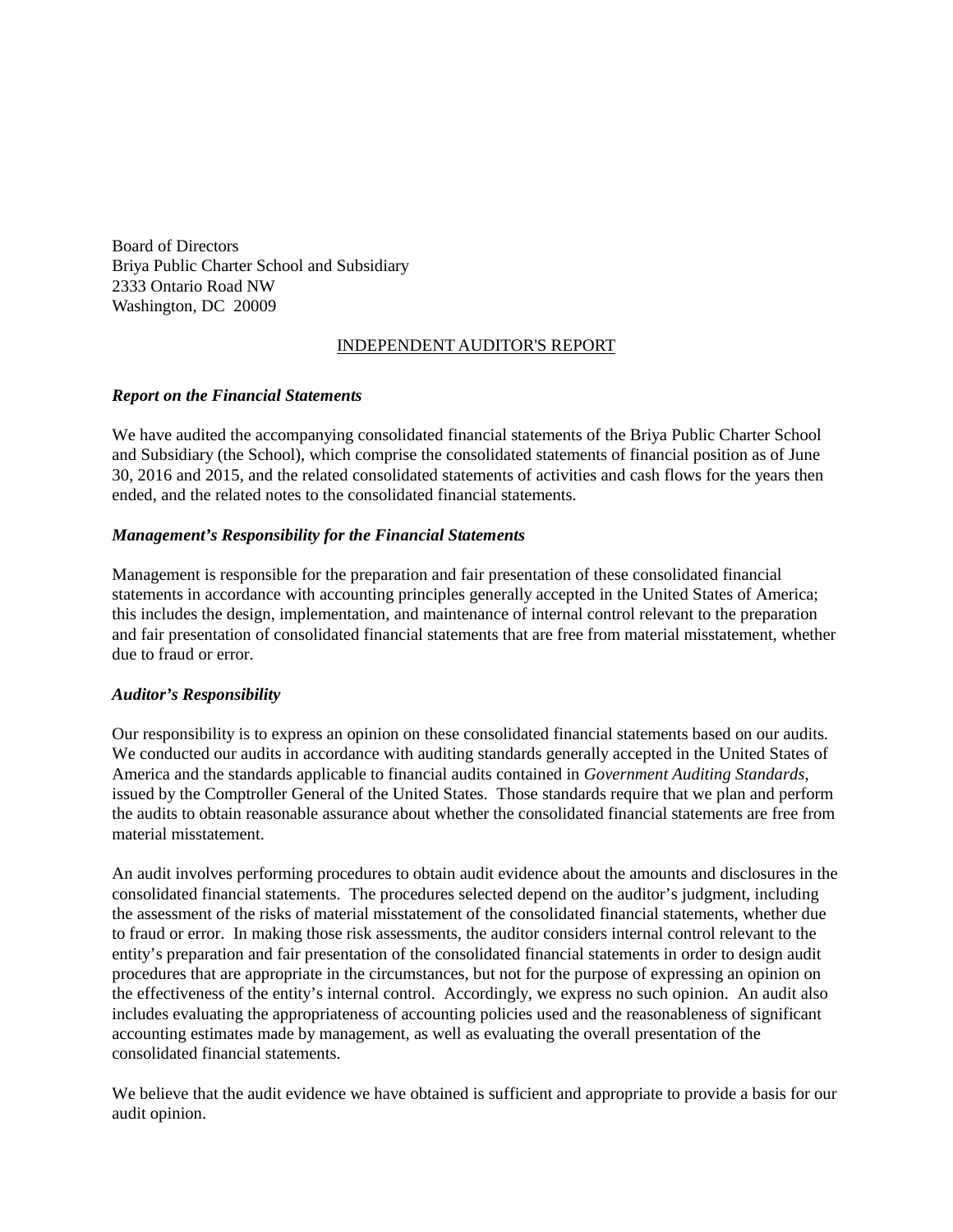Board of Directors
Briya Public Charter School and Subsidiary
2333 Ontario Road NW
Washington, DC 20009

## INDEPENDENT AUDITOR'S REPORT

***Report on the Financial Statements***

We have audited the accompanying consolidated financial statements of the Briya Public Charter School and Subsidiary (the School), which comprise the consolidated statements of financial position as of June 30, 2016 and 2015, and the related consolidated statements of activities and cash flows for the years then ended, and the related notes to the consolidated financial statements.

***Management's Responsibility for the Financial Statements***

Management is responsible for the preparation and fair presentation of these consolidated financial statements in accordance with accounting principles generally accepted in the United States of America; this includes the design, implementation, and maintenance of internal control relevant to the preparation and fair presentation of consolidated financial statements that are free from material misstatement, whether due to fraud or error.

***Auditor's Responsibility***

Our responsibility is to express an opinion on these consolidated financial statements based on our audits. We conducted our audits in accordance with auditing standards generally accepted in the United States of America and the standards applicable to financial audits contained in *Government Auditing Standards*, issued by the Comptroller General of the United States. Those standards require that we plan and perform the audits to obtain reasonable assurance about whether the consolidated financial statements are free from material misstatement.

An audit involves performing procedures to obtain audit evidence about the amounts and disclosures in the consolidated financial statements. The procedures selected depend on the auditor's judgment, including the assessment of the risks of material misstatement of the consolidated financial statements, whether due to fraud or error. In making those risk assessments, the auditor considers internal control relevant to the entity's preparation and fair presentation of the consolidated financial statements in order to design audit procedures that are appropriate in the circumstances, but not for the purpose of expressing an opinion on the effectiveness of the entity's internal control. Accordingly, we express no such opinion. An audit also includes evaluating the appropriateness of accounting policies used and the reasonableness of significant accounting estimates made by management, as well as evaluating the overall presentation of the consolidated financial statements.

We believe that the audit evidence we have obtained is sufficient and appropriate to provide a basis for our audit opinion.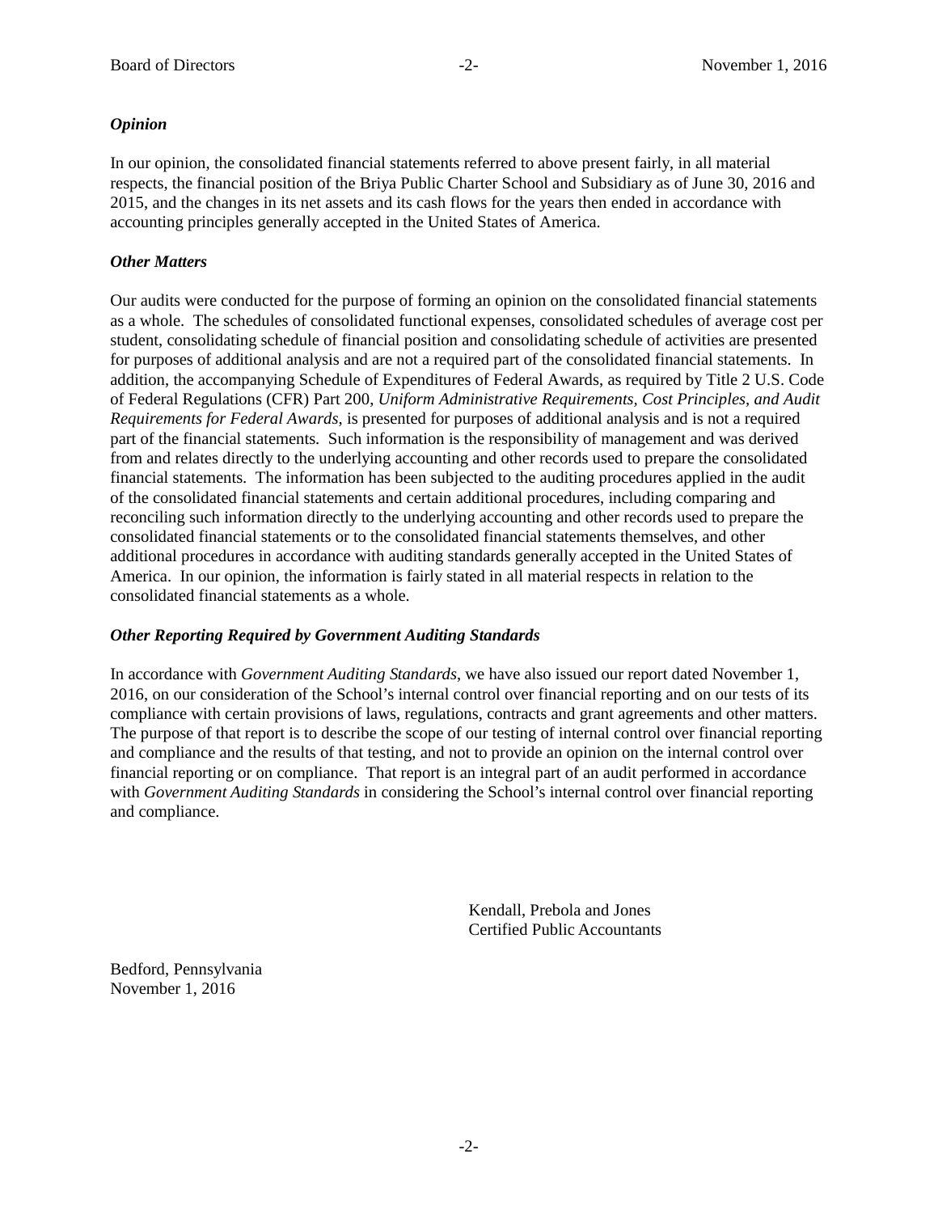***Opinion***

In our opinion, the consolidated financial statements referred to above present fairly, in all material respects, the financial position of the Briya Public Charter School and Subsidiary as of June 30, 2016 and 2015, and the changes in its net assets and its cash flows for the years then ended in accordance with accounting principles generally accepted in the United States of America.

***Other Matters***

Our audits were conducted for the purpose of forming an opinion on the consolidated financial statements as a whole. The schedules of consolidated functional expenses, consolidated schedules of average cost per student, consolidating schedule of financial position and consolidating schedule of activities are presented for purposes of additional analysis and are not a required part of the consolidated financial statements. In addition, the accompanying Schedule of Expenditures of Federal Awards, as required by Title 2 U.S. Code of Federal Regulations (CFR) Part 200, *Uniform Administrative Requirements, Cost Principles, and Audit Requirements for Federal Awards*, is presented for purposes of additional analysis and is not a required part of the financial statements. Such information is the responsibility of management and was derived from and relates directly to the underlying accounting and other records used to prepare the consolidated financial statements. The information has been subjected to the auditing procedures applied in the audit of the consolidated financial statements and certain additional procedures, including comparing and reconciling such information directly to the underlying accounting and other records used to prepare the consolidated financial statements or to the consolidated financial statements themselves, and other additional procedures in accordance with auditing standards generally accepted in the United States of America. In our opinion, the information is fairly stated in all material respects in relation to the consolidated financial statements as a whole.

***Other Reporting Required by Government Auditing Standards***

In accordance with *Government Auditing Standards*, we have also issued our report dated November 1, 2016, on our consideration of the School's internal control over financial reporting and on our tests of its compliance with certain provisions of laws, regulations, contracts and grant agreements and other matters. The purpose of that report is to describe the scope of our testing of internal control over financial reporting and compliance and the results of that testing, and not to provide an opinion on the internal control over financial reporting or on compliance. That report is an integral part of an audit performed in accordance with *Government Auditing Standards* in considering the School's internal control over financial reporting and compliance.

Kendall, Prebola and Jones
Certified Public Accountants

Bedford, Pennsylvania
November 1, 2016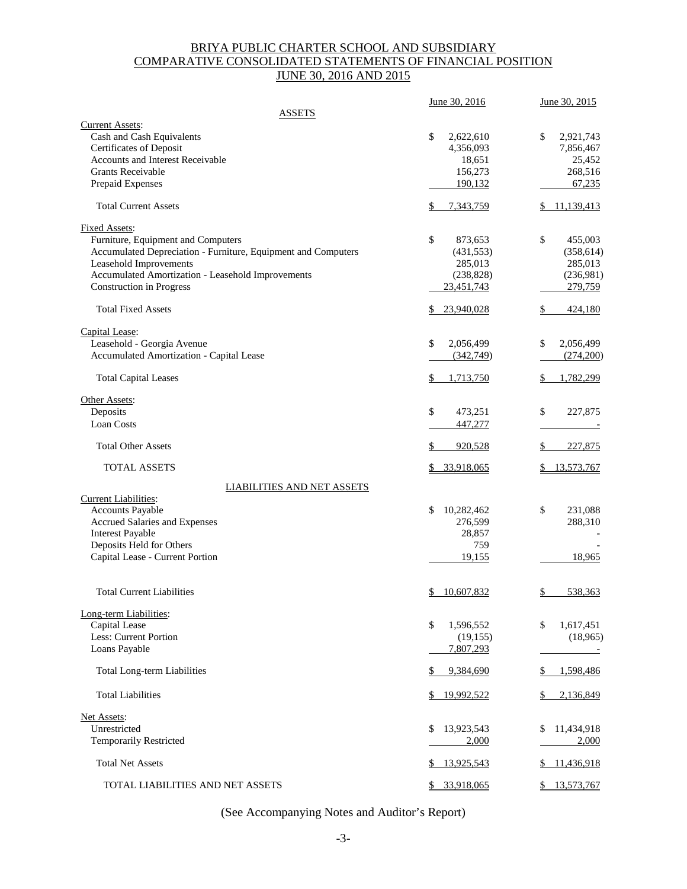# BRIYA PUBLIC CHARTER SCHOOL AND SUBSIDIARY
## COMPARATIVE CONSOLIDATED STATEMENTS OF FINANCIAL POSITION
## JUNE 30, 2016 AND 2015

| | June 30, 2016 | June 30, 2015 |
|---|---|---|
| **ASSETS** | | |
| Current Assets: | | |
| Cash and Cash Equivalents | $ 2,622,610 | $ 2,921,743 |
| Certificates of Deposit | 4,356,093 | 7,856,467 |
| Accounts and Interest Receivable | 18,651 | 25,452 |
| Grants Receivable | 156,273 | 268,516 |
| Prepaid Expenses | 190,132 | 67,235 |
| Total Current Assets | $ 7,343,759 | $ 11,139,413 |
| Fixed Assets: | | |
| Furniture, Equipment and Computers | $ 873,653 | $ 455,003 |
| Accumulated Depreciation - Furniture, Equipment and Computers | (431,553) | (358,614) |
| Leasehold Improvements | 285,013 | 285,013 |
| Accumulated Amortization - Leasehold Improvements | (238,828) | (236,981) |
| Construction in Progress | 23,451,743 | 279,759 |
| Total Fixed Assets | $ 23,940,028 | $ 424,180 |
| Capital Lease: | | |
| Leasehold - Georgia Avenue | $ 2,056,499 | $ 2,056,499 |
| Accumulated Amortization - Capital Lease | (342,749) | (274,200) |
| Total Capital Leases | $ 1,713,750 | $ 1,782,299 |
| Other Assets: | | |
| Deposits | $ 473,251 | $ 227,875 |
| Loan Costs | 447,277 | - |
| Total Other Assets | $ 920,528 | $ 227,875 |
| TOTAL ASSETS | $ 33,918,065 | $ 13,573,767 |
| **LIABILITIES AND NET ASSETS** | | |
| Current Liabilities: | | |
| Accounts Payable | $ 10,282,462 | $ 231,088 |
| Accrued Salaries and Expenses | 276,599 | 288,310 |
| Interest Payable | 28,857 | - |
| Deposits Held for Others | 759 | - |
| Capital Lease - Current Portion | 19,155 | 18,965 |
| Total Current Liabilities | $ 10,607,832 | $ 538,363 |
| Long-term Liabilities: | | |
| Capital Lease | $ 1,596,552 | $ 1,617,451 |
| Less: Current Portion | (19,155) | (18,965) |
| Loans Payable | 7,807,293 | - |
| Total Long-term Liabilities | $ 9,384,690 | $ 1,598,486 |
| Total Liabilities | $ 19,992,522 | $ 2,136,849 |
| Net Assets: | | |
| Unrestricted | $ 13,923,543 | $ 11,434,918 |
| Temporarily Restricted | 2,000 | 2,000 |
| Total Net Assets | $ 13,925,543 | $ 11,436,918 |
| TOTAL LIABILITIES AND NET ASSETS | $ 33,918,065 | $ 13,573,767 |

(See Accompanying Notes and Auditor's Report)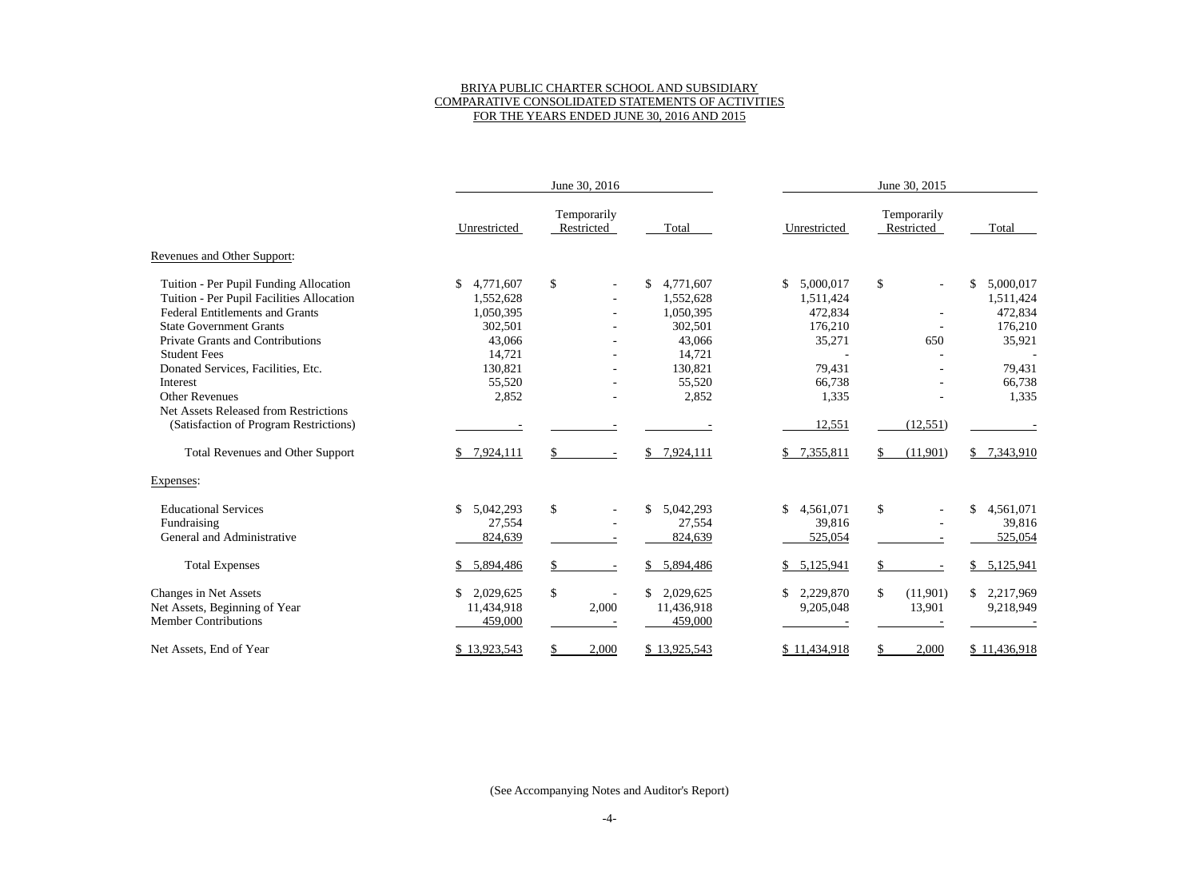BRIYA PUBLIC CHARTER SCHOOL AND SUBSIDIARY
COMPARATIVE CONSOLIDATED STATEMENTS OF ACTIVITIES
FOR THE YEARS ENDED JUNE 30, 2016 AND 2015

| | June 30, 2016 | | | June 30, 2015 | | |
|---|---|---|---|---|---|---|
| | Unrestricted | Temporarily Restricted | Total | Unrestricted | Temporarily Restricted | Total |
| Revenues and Other Support: | | | | | | |
| Tuition - Per Pupil Funding Allocation | $ 4,771,607 | $ - | $ 4,771,607 | $ 5,000,017 | $ - | $ 5,000,017 |
| Tuition - Per Pupil Facilities Allocation | 1,552,628 | - | 1,552,628 | 1,511,424 | | 1,511,424 |
| Federal Entitlements and Grants | 1,050,395 | - | 1,050,395 | 472,834 | - | 472,834 |
| State Government Grants | 302,501 | - | 302,501 | 176,210 | - | 176,210 |
| Private Grants and Contributions | 43,066 | - | 43,066 | 35,271 | 650 | 35,921 |
| Student Fees | 14,721 | - | 14,721 | - | - | - |
| Donated Services, Facilities, Etc. | 130,821 | - | 130,821 | 79,431 | - | 79,431 |
| Interest | 55,520 | - | 55,520 | 66,738 | - | 66,738 |
| Other Revenues | 2,852 | - | 2,852 | 1,335 | - | 1,335 |
| Net Assets Released from Restrictions (Satisfaction of Program Restrictions) | - | - | - | 12,551 | (12,551) | - |
| Total Revenues and Other Support | $ 7,924,111 | $ - | $ 7,924,111 | $ 7,355,811 | $ (11,901) | $ 7,343,910 |
| Expenses: | | | | | | |
| Educational Services | $ 5,042,293 | $ - | $ 5,042,293 | $ 4,561,071 | $ - | $ 4,561,071 |
| Fundraising | 27,554 | - | 27,554 | 39,816 | - | 39,816 |
| General and Administrative | 824,639 | - | 824,639 | 525,054 | - | 525,054 |
| Total Expenses | $ 5,894,486 | $ - | $ 5,894,486 | $ 5,125,941 | $ - | $ 5,125,941 |
| Changes in Net Assets | $ 2,029,625 | $ - | $ 2,029,625 | $ 2,229,870 | $ (11,901) | $ 2,217,969 |
| Net Assets, Beginning of Year | 11,434,918 | 2,000 | 11,436,918 | 9,205,048 | 13,901 | 9,218,949 |
| Member Contributions | 459,000 | - | 459,000 | - | - | - |
| Net Assets, End of Year | $ 13,923,543 | $ 2,000 | $ 13,925,543 | $ 11,434,918 | $ 2,000 | $ 11,436,918 |

(See Accompanying Notes and Auditor's Report)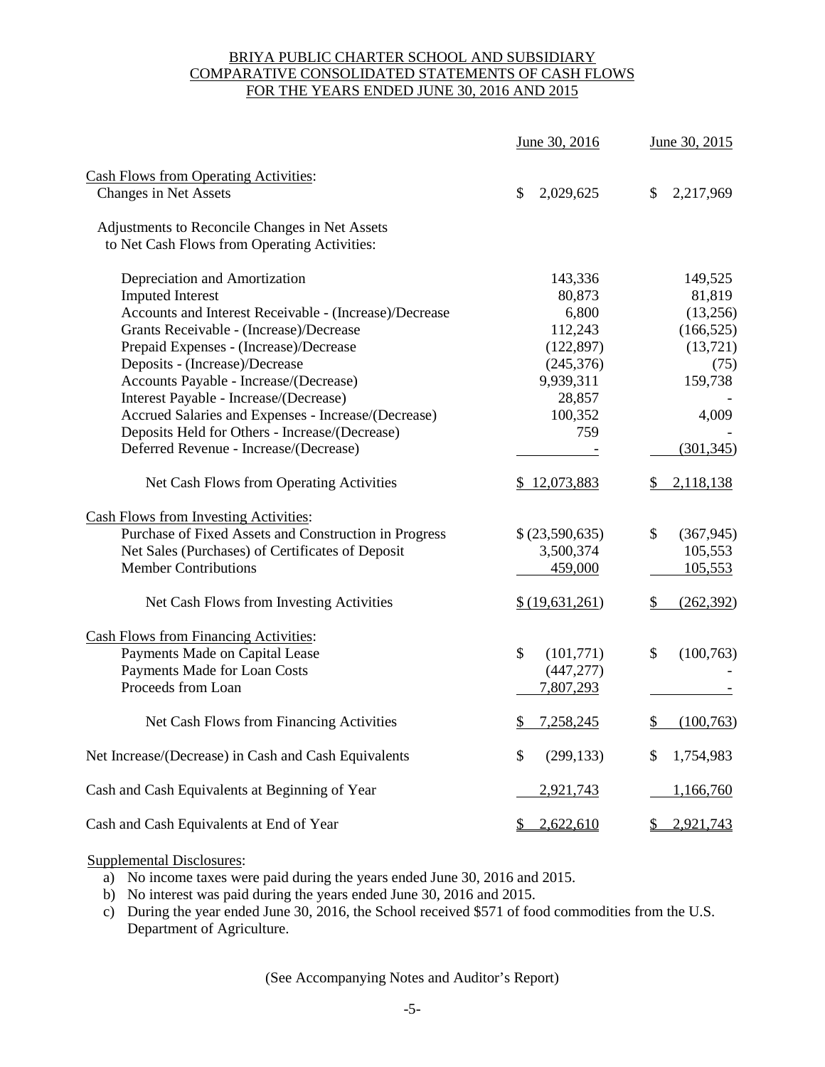BRIYA PUBLIC CHARTER SCHOOL AND SUBSIDIARY
COMPARATIVE CONSOLIDATED STATEMENTS OF CASH FLOWS
FOR THE YEARS ENDED JUNE 30, 2016 AND 2015

| | June 30, 2016 | June 30, 2015 |
|---|---|---|
| Cash Flows from Operating Activities: | | |
| Changes in Net Assets | $ 2,029,625 | $ 2,217,969 |
| Adjustments to Reconcile Changes in Net Assets to Net Cash Flows from Operating Activities: | | |
| Depreciation and Amortization | 143,336 | 149,525 |
| Imputed Interest | 80,873 | 81,819 |
| Accounts and Interest Receivable - (Increase)/Decrease | 6,800 | (13,256) |
| Grants Receivable - (Increase)/Decrease | 112,243 | (166,525) |
| Prepaid Expenses - (Increase)/Decrease | (122,897) | (13,721) |
| Deposits - (Increase)/Decrease | (245,376) | (75) |
| Accounts Payable - Increase/(Decrease) | 9,939,311 | 159,738 |
| Interest Payable - Increase/(Decrease) | 28,857 | - |
| Accrued Salaries and Expenses - Increase/(Decrease) | 100,352 | 4,009 |
| Deposits Held for Others - Increase/(Decrease) | 759 | - |
| Deferred Revenue - Increase/(Decrease) | - | (301,345) |
| Net Cash Flows from Operating Activities | $ 12,073,883 | $ 2,118,138 |
| Cash Flows from Investing Activities: | | |
| Purchase of Fixed Assets and Construction in Progress | $ (23,590,635) | $ (367,945) |
| Net Sales (Purchases) of Certificates of Deposit | 3,500,374 | 105,553 |
| Member Contributions | 459,000 | 105,553 |
| Net Cash Flows from Investing Activities | $ (19,631,261) | $ (262,392) |
| Cash Flows from Financing Activities: | | |
| Payments Made on Capital Lease | $ (101,771) | $ (100,763) |
| Payments Made for Loan Costs | (447,277) | - |
| Proceeds from Loan | 7,807,293 | - |
| Net Cash Flows from Financing Activities | $ 7,258,245 | $ (100,763) |
| Net Increase/(Decrease) in Cash and Cash Equivalents | $ (299,133) | $ 1,754,983 |
| Cash and Cash Equivalents at Beginning of Year | 2,921,743 | 1,166,760 |
| Cash and Cash Equivalents at End of Year | $ 2,622,610 | $ 2,921,743 |

Supplemental Disclosures:

a) No income taxes were paid during the years ended June 30, 2016 and 2015.
b) No interest was paid during the years ended June 30, 2016 and 2015.
c) During the year ended June 30, 2016, the School received $571 of food commodities from the U.S. Department of Agriculture.

(See Accompanying Notes and Auditor's Report)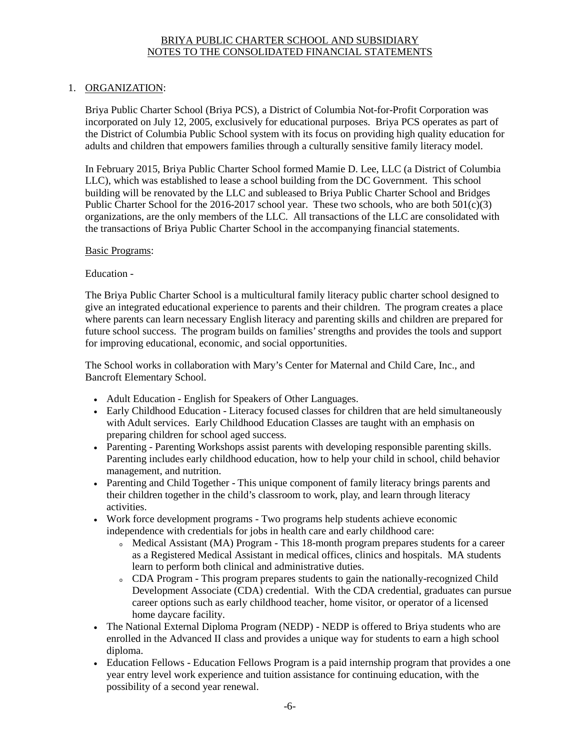# BRIYA PUBLIC CHARTER SCHOOL AND SUBSIDIARY
## NOTES TO THE CONSOLIDATED FINANCIAL STATEMENTS

1. ORGANIZATION:

Briya Public Charter School (Briya PCS), a District of Columbia Not-for-Profit Corporation was incorporated on July 12, 2005, exclusively for educational purposes. Briya PCS operates as part of the District of Columbia Public School system with its focus on providing high quality education for adults and children that empowers families through a culturally sensitive family literacy model.

In February 2015, Briya Public Charter School formed Mamie D. Lee, LLC (a District of Columbia LLC), which was established to lease a school building from the DC Government. This school building will be renovated by the LLC and subleased to Briya Public Charter School and Bridges Public Charter School for the 2016-2017 school year. These two schools, who are both 501(c)(3) organizations, are the only members of the LLC. All transactions of the LLC are consolidated with the transactions of Briya Public Charter School in the accompanying financial statements.

Basic Programs:

Education -

The Briya Public Charter School is a multicultural family literacy public charter school designed to give an integrated educational experience to parents and their children. The program creates a place where parents can learn necessary English literacy and parenting skills and children are prepared for future school success. The program builds on families' strengths and provides the tools and support for improving educational, economic, and social opportunities.

The School works in collaboration with Mary's Center for Maternal and Child Care, Inc., and Bancroft Elementary School.

- Adult Education - English for Speakers of Other Languages.
- Early Childhood Education - Literacy focused classes for children that are held simultaneously with Adult services. Early Childhood Education Classes are taught with an emphasis on preparing children for school aged success.
- Parenting - Parenting Workshops assist parents with developing responsible parenting skills. Parenting includes early childhood education, how to help your child in school, child behavior management, and nutrition.
- Parenting and Child Together - This unique component of family literacy brings parents and their children together in the child's classroom to work, play, and learn through literacy activities.
- Work force development programs - Two programs help students achieve economic independence with credentials for jobs in health care and early childhood care:
  - Medical Assistant (MA) Program - This 18-month program prepares students for a career as a Registered Medical Assistant in medical offices, clinics and hospitals. MA students learn to perform both clinical and administrative duties.
  - CDA Program - This program prepares students to gain the nationally-recognized Child Development Associate (CDA) credential. With the CDA credential, graduates can pursue career options such as early childhood teacher, home visitor, or operator of a licensed home daycare facility.
- The National External Diploma Program (NEDP) - NEDP is offered to Briya students who are enrolled in the Advanced II class and provides a unique way for students to earn a high school diploma.
- Education Fellows - Education Fellows Program is a paid internship program that provides a one year entry level work experience and tuition assistance for continuing education, with the possibility of a second year renewal.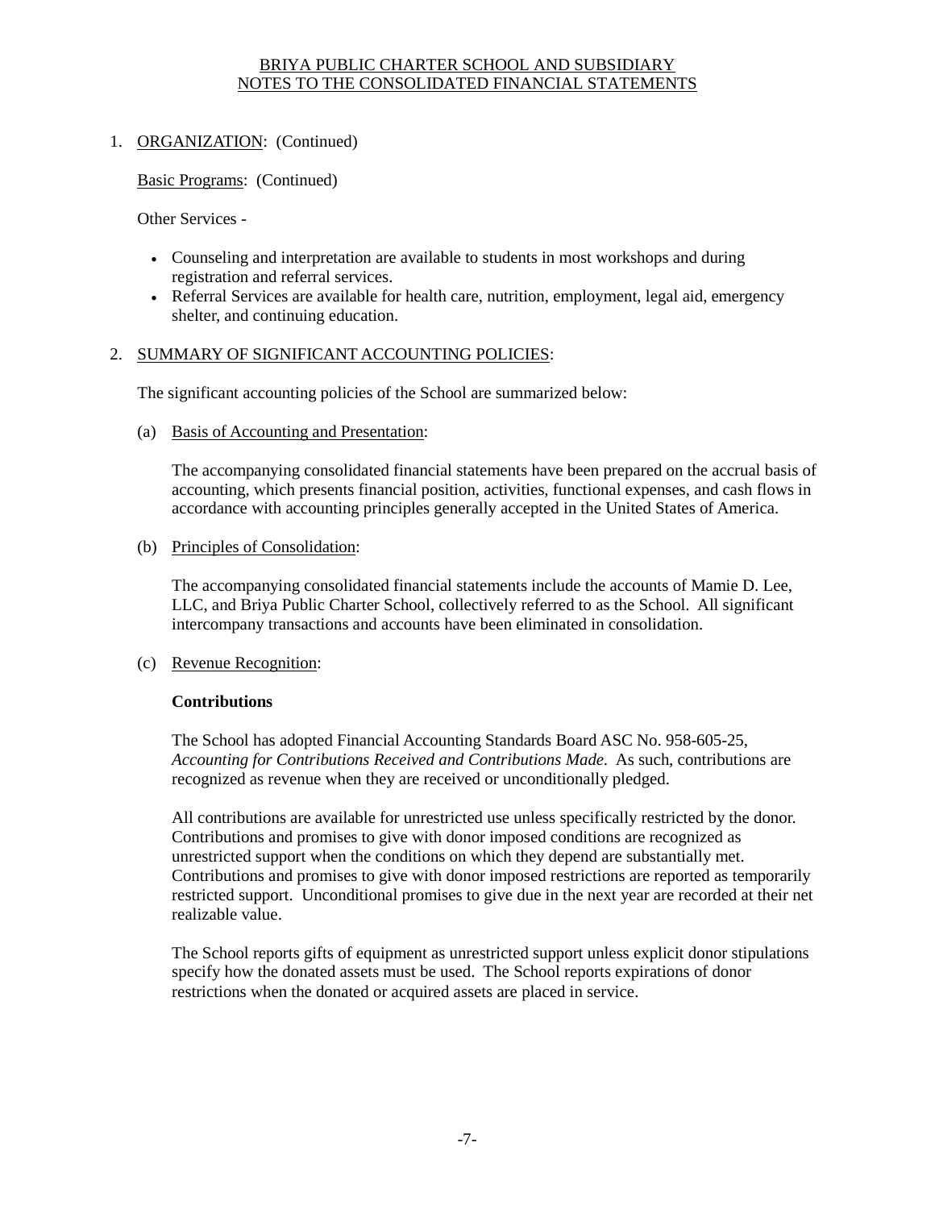1. ORGANIZATION: (Continued)

Basic Programs: (Continued)

Other Services -

- Counseling and interpretation are available to students in most workshops and during registration and referral services.
- Referral Services are available for health care, nutrition, employment, legal aid, emergency shelter, and continuing education.

2. SUMMARY OF SIGNIFICANT ACCOUNTING POLICIES:

The significant accounting policies of the School are summarized below:

(a) Basis of Accounting and Presentation:

The accompanying consolidated financial statements have been prepared on the accrual basis of accounting, which presents financial position, activities, functional expenses, and cash flows in accordance with accounting principles generally accepted in the United States of America.

(b) Principles of Consolidation:

The accompanying consolidated financial statements include the accounts of Mamie D. Lee, LLC, and Briya Public Charter School, collectively referred to as the School. All significant intercompany transactions and accounts have been eliminated in consolidation.

(c) Revenue Recognition:

**Contributions**

The School has adopted Financial Accounting Standards Board ASC No. 958-605-25, *Accounting for Contributions Received and Contributions Made.* As such, contributions are recognized as revenue when they are received or unconditionally pledged.

All contributions are available for unrestricted use unless specifically restricted by the donor. Contributions and promises to give with donor imposed conditions are recognized as unrestricted support when the conditions on which they depend are substantially met. Contributions and promises to give with donor imposed restrictions are reported as temporarily restricted support. Unconditional promises to give due in the next year are recorded at their net realizable value.

The School reports gifts of equipment as unrestricted support unless explicit donor stipulations specify how the donated assets must be used. The School reports expirations of donor restrictions when the donated or acquired assets are placed in service.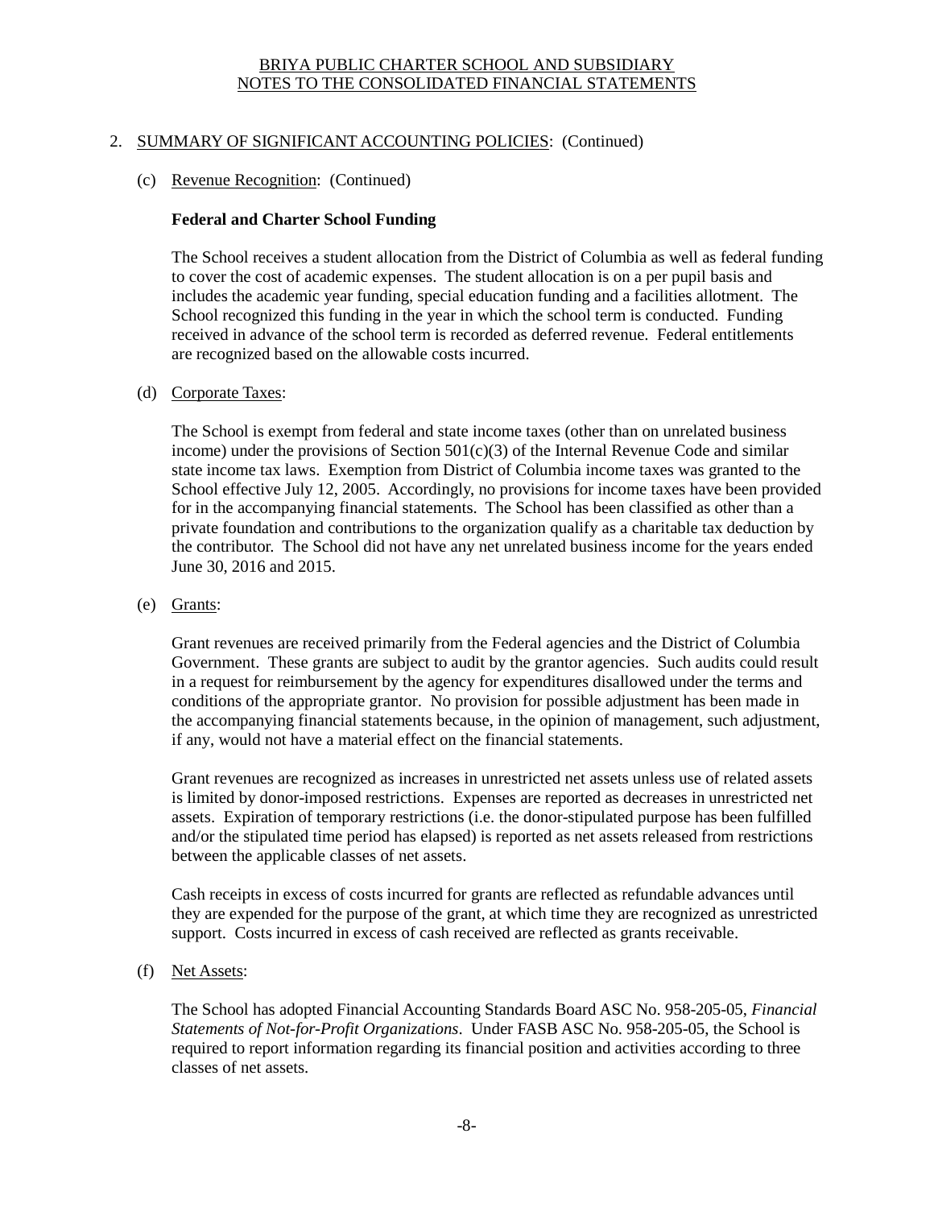BRIYA PUBLIC CHARTER SCHOOL AND SUBSIDIARY
NOTES TO THE CONSOLIDATED FINANCIAL STATEMENTS

2. SUMMARY OF SIGNIFICANT ACCOUNTING POLICIES: (Continued)

(c) Revenue Recognition: (Continued)

**Federal and Charter School Funding**

The School receives a student allocation from the District of Columbia as well as federal funding to cover the cost of academic expenses. The student allocation is on a per pupil basis and includes the academic year funding, special education funding and a facilities allotment. The School recognized this funding in the year in which the school term is conducted. Funding received in advance of the school term is recorded as deferred revenue. Federal entitlements are recognized based on the allowable costs incurred.

(d) Corporate Taxes:

The School is exempt from federal and state income taxes (other than on unrelated business income) under the provisions of Section 501(c)(3) of the Internal Revenue Code and similar state income tax laws. Exemption from District of Columbia income taxes was granted to the School effective July 12, 2005. Accordingly, no provisions for income taxes have been provided for in the accompanying financial statements. The School has been classified as other than a private foundation and contributions to the organization qualify as a charitable tax deduction by the contributor. The School did not have any net unrelated business income for the years ended June 30, 2016 and 2015.

(e) Grants:

Grant revenues are received primarily from the Federal agencies and the District of Columbia Government. These grants are subject to audit by the grantor agencies. Such audits could result in a request for reimbursement by the agency for expenditures disallowed under the terms and conditions of the appropriate grantor. No provision for possible adjustment has been made in the accompanying financial statements because, in the opinion of management, such adjustment, if any, would not have a material effect on the financial statements.

Grant revenues are recognized as increases in unrestricted net assets unless use of related assets is limited by donor-imposed restrictions. Expenses are reported as decreases in unrestricted net assets. Expiration of temporary restrictions (i.e. the donor-stipulated purpose has been fulfilled and/or the stipulated time period has elapsed) is reported as net assets released from restrictions between the applicable classes of net assets.

Cash receipts in excess of costs incurred for grants are reflected as refundable advances until they are expended for the purpose of the grant, at which time they are recognized as unrestricted support. Costs incurred in excess of cash received are reflected as grants receivable.

(f) Net Assets:

The School has adopted Financial Accounting Standards Board ASC No. 958-205-05, *Financial Statements of Not-for-Profit Organizations*. Under FASB ASC No. 958-205-05, the School is required to report information regarding its financial position and activities according to three classes of net assets.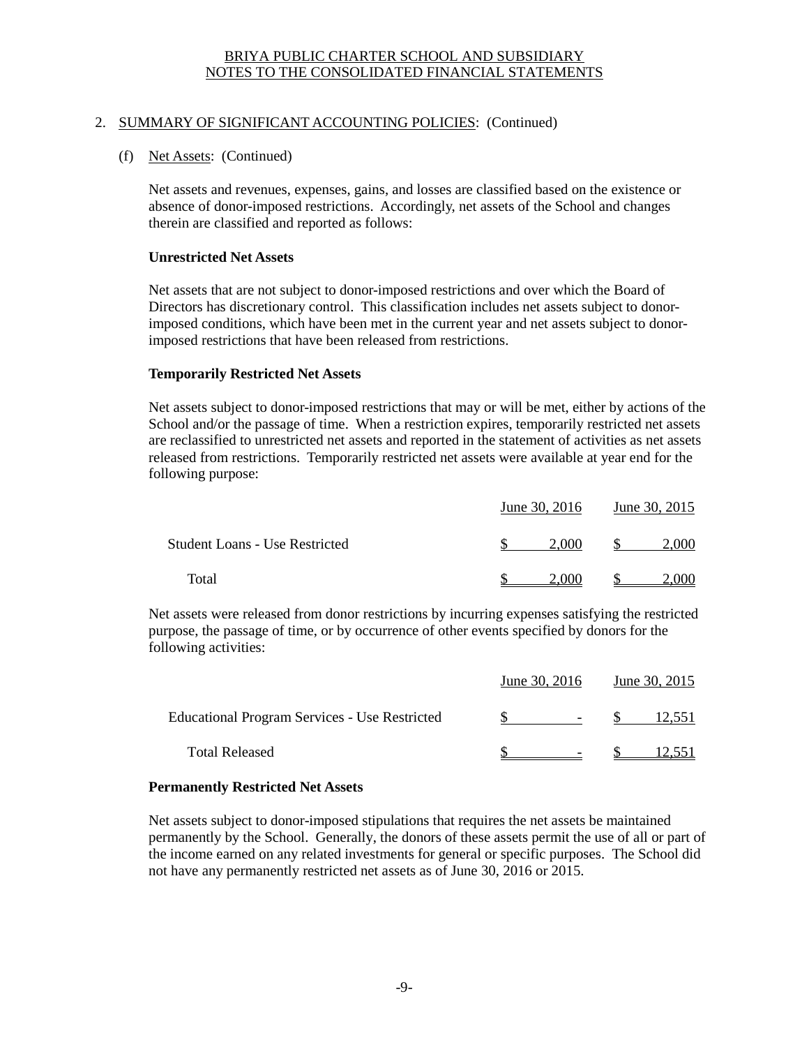BRIYA PUBLIC CHARTER SCHOOL AND SUBSIDIARY
NOTES TO THE CONSOLIDATED FINANCIAL STATEMENTS

2. SUMMARY OF SIGNIFICANT ACCOUNTING POLICIES: (Continued)

(f) Net Assets: (Continued)

Net assets and revenues, expenses, gains, and losses are classified based on the existence or absence of donor-imposed restrictions. Accordingly, net assets of the School and changes therein are classified and reported as follows:

**Unrestricted Net Assets**

Net assets that are not subject to donor-imposed restrictions and over which the Board of Directors has discretionary control. This classification includes net assets subject to donor-imposed conditions, which have been met in the current year and net assets subject to donor-imposed restrictions that have been released from restrictions.

**Temporarily Restricted Net Assets**

Net assets subject to donor-imposed restrictions that may or will be met, either by actions of the School and/or the passage of time. When a restriction expires, temporarily restricted net assets are reclassified to unrestricted net assets and reported in the statement of activities as net assets released from restrictions. Temporarily restricted net assets were available at year end for the following purpose:

| | June 30, 2016 | June 30, 2015 |
|---|---|---|
| Student Loans - Use Restricted | $ 2,000 | $ 2,000 |
| Total | $ 2,000 | $ 2,000 |

Net assets were released from donor restrictions by incurring expenses satisfying the restricted purpose, the passage of time, or by occurrence of other events specified by donors for the following activities:

| | June 30, 2016 | June 30, 2015 |
|---|---|---|
| Educational Program Services - Use Restricted | $ - | $ 12,551 |
| Total Released | $ - | $ 12,551 |

**Permanently Restricted Net Assets**

Net assets subject to donor-imposed stipulations that requires the net assets be maintained permanently by the School. Generally, the donors of these assets permit the use of all or part of the income earned on any related investments for general or specific purposes. The School did not have any permanently restricted net assets as of June 30, 2016 or 2015.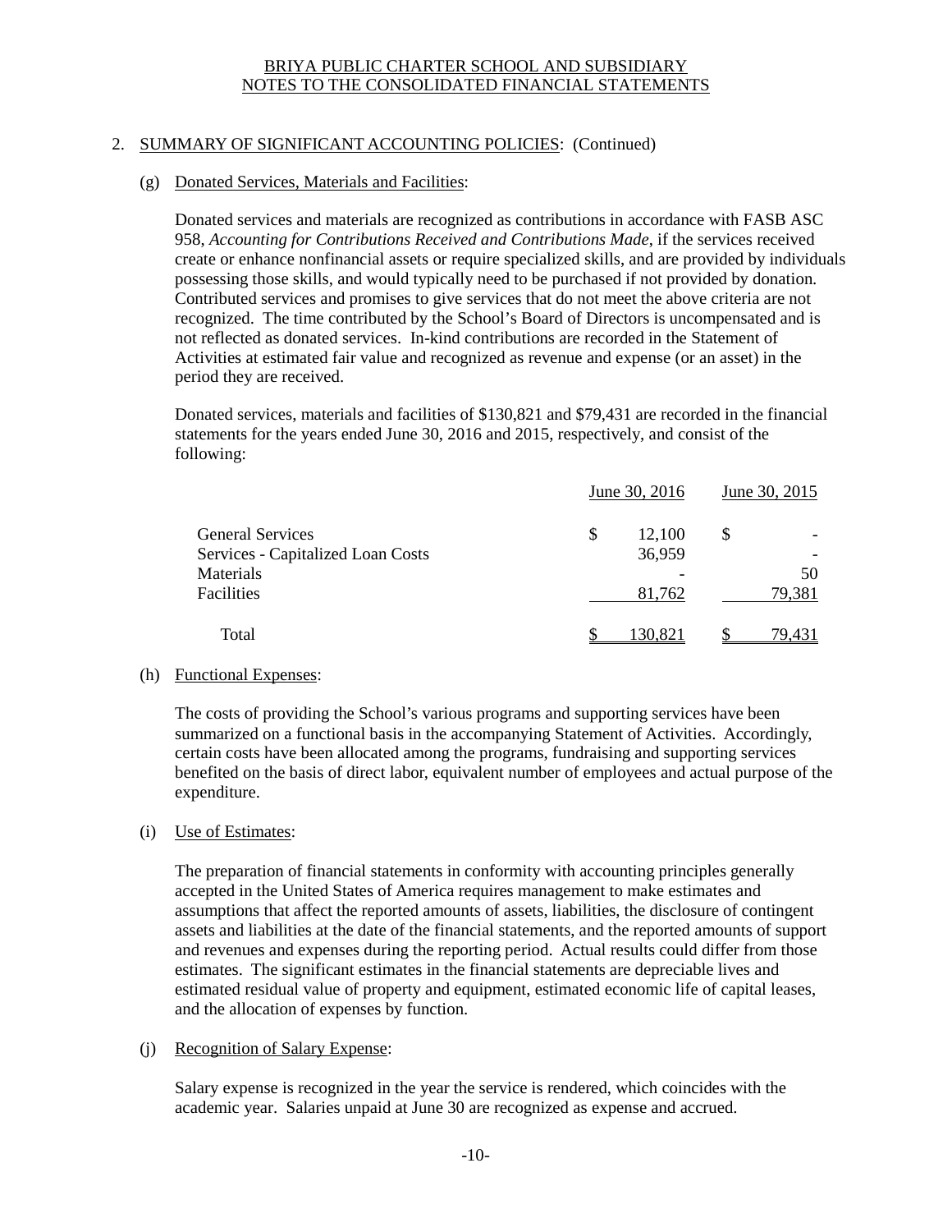BRIYA PUBLIC CHARTER SCHOOL AND SUBSIDIARY
NOTES TO THE CONSOLIDATED FINANCIAL STATEMENTS

2. SUMMARY OF SIGNIFICANT ACCOUNTING POLICIES: (Continued)

(g) Donated Services, Materials and Facilities:

Donated services and materials are recognized as contributions in accordance with FASB ASC 958, *Accounting for Contributions Received and Contributions Made*, if the services received create or enhance nonfinancial assets or require specialized skills, and are provided by individuals possessing those skills, and would typically need to be purchased if not provided by donation. Contributed services and promises to give services that do not meet the above criteria are not recognized. The time contributed by the School's Board of Directors is uncompensated and is not reflected as donated services. In-kind contributions are recorded in the Statement of Activities at estimated fair value and recognized as revenue and expense (or an asset) in the period they are received.

Donated services, materials and facilities of $130,821 and $79,431 are recorded in the financial statements for the years ended June 30, 2016 and 2015, respectively, and consist of the following:

| | June 30, 2016 | June 30, 2015 |
|---|---|---|
| General Services | $ 12,100 | $ - |
| Services - Capitalized Loan Costs | 36,959 | - |
| Materials | - | 50 |
| Facilities | 81,762 | 79,381 |
| Total | $ 130,821 | $ 79,431 |

(h) Functional Expenses:

The costs of providing the School's various programs and supporting services have been summarized on a functional basis in the accompanying Statement of Activities. Accordingly, certain costs have been allocated among the programs, fundraising and supporting services benefited on the basis of direct labor, equivalent number of employees and actual purpose of the expenditure.

(i) Use of Estimates:

The preparation of financial statements in conformity with accounting principles generally accepted in the United States of America requires management to make estimates and assumptions that affect the reported amounts of assets, liabilities, the disclosure of contingent assets and liabilities at the date of the financial statements, and the reported amounts of support and revenues and expenses during the reporting period. Actual results could differ from those estimates. The significant estimates in the financial statements are depreciable lives and estimated residual value of property and equipment, estimated economic life of capital leases, and the allocation of expenses by function.

(j) Recognition of Salary Expense:

Salary expense is recognized in the year the service is rendered, which coincides with the academic year. Salaries unpaid at June 30 are recognized as expense and accrued.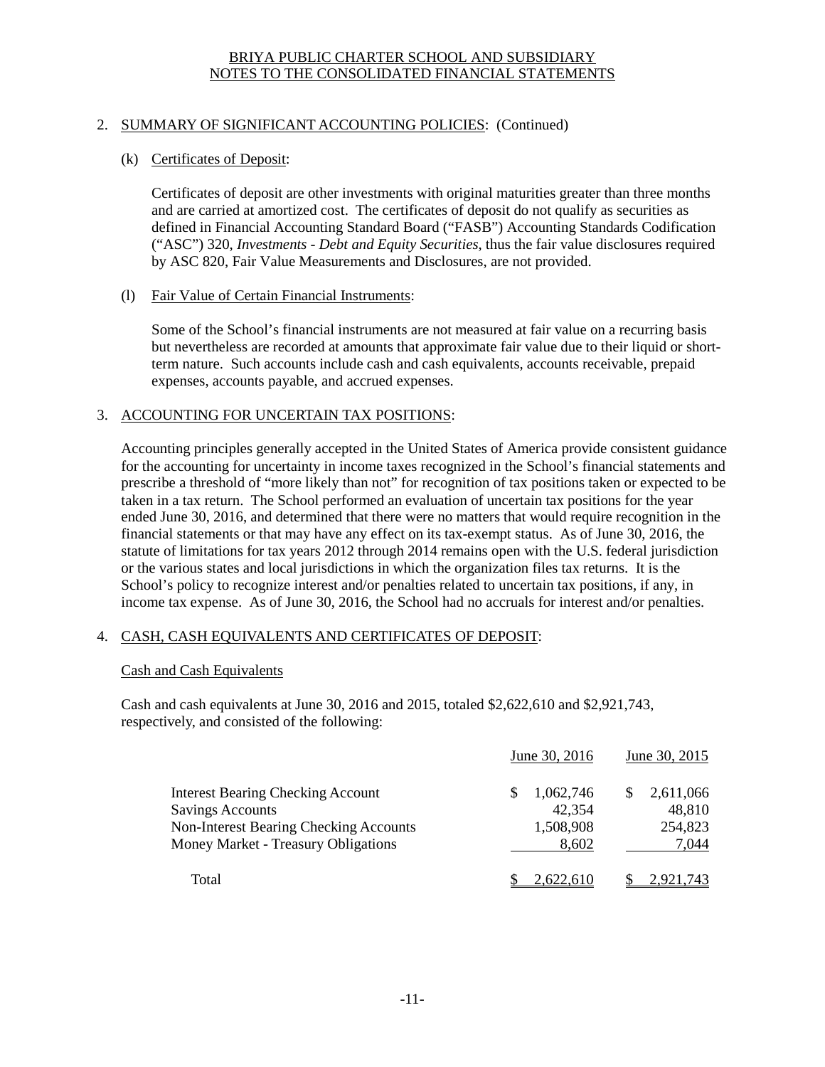BRIYA PUBLIC CHARTER SCHOOL AND SUBSIDIARY
NOTES TO THE CONSOLIDATED FINANCIAL STATEMENTS

2. SUMMARY OF SIGNIFICANT ACCOUNTING POLICIES: (Continued)

(k) Certificates of Deposit:

Certificates of deposit are other investments with original maturities greater than three months and are carried at amortized cost. The certificates of deposit do not qualify as securities as defined in Financial Accounting Standard Board ("FASB") Accounting Standards Codification ("ASC") 320, *Investments - Debt and Equity Securities*, thus the fair value disclosures required by ASC 820, Fair Value Measurements and Disclosures, are not provided.

(l) Fair Value of Certain Financial Instruments:

Some of the School's financial instruments are not measured at fair value on a recurring basis but nevertheless are recorded at amounts that approximate fair value due to their liquid or short-term nature. Such accounts include cash and cash equivalents, accounts receivable, prepaid expenses, accounts payable, and accrued expenses.

3. ACCOUNTING FOR UNCERTAIN TAX POSITIONS:

Accounting principles generally accepted in the United States of America provide consistent guidance for the accounting for uncertainty in income taxes recognized in the School's financial statements and prescribe a threshold of "more likely than not" for recognition of tax positions taken or expected to be taken in a tax return. The School performed an evaluation of uncertain tax positions for the year ended June 30, 2016, and determined that there were no matters that would require recognition in the financial statements or that may have any effect on its tax-exempt status. As of June 30, 2016, the statute of limitations for tax years 2012 through 2014 remains open with the U.S. federal jurisdiction or the various states and local jurisdictions in which the organization files tax returns. It is the School's policy to recognize interest and/or penalties related to uncertain tax positions, if any, in income tax expense. As of June 30, 2016, the School had no accruals for interest and/or penalties.

4. CASH, CASH EQUIVALENTS AND CERTIFICATES OF DEPOSIT:

Cash and Cash Equivalents

Cash and cash equivalents at June 30, 2016 and 2015, totaled $2,622,610 and $2,921,743, respectively, and consisted of the following:

| | June 30, 2016 | June 30, 2015 |
|---|---|---|
| Interest Bearing Checking Account | $ 1,062,746 | $ 2,611,066 |
| Savings Accounts | 42,354 | 48,810 |
| Non-Interest Bearing Checking Accounts | 1,508,908 | 254,823 |
| Money Market - Treasury Obligations | 8,602 | 7,044 |
| Total | $ 2,622,610 | $ 2,921,743 |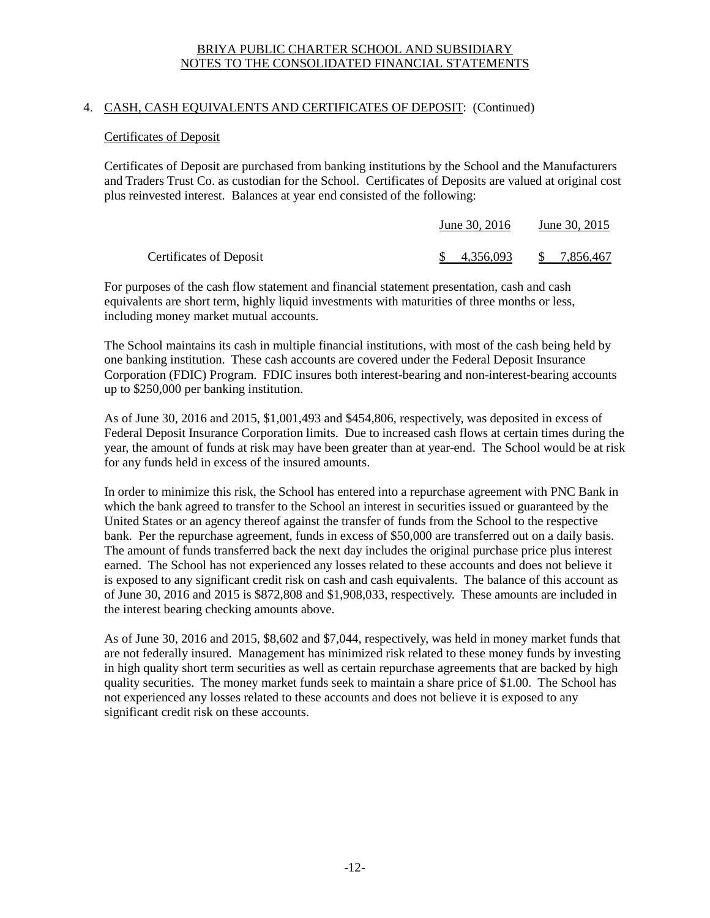BRIYA PUBLIC CHARTER SCHOOL AND SUBSIDIARY
NOTES TO THE CONSOLIDATED FINANCIAL STATEMENTS

## 4. CASH, CASH EQUIVALENTS AND CERTIFICATES OF DEPOSIT: (Continued)

### Certificates of Deposit

Certificates of Deposit are purchased from banking institutions by the School and the Manufacturers and Traders Trust Co. as custodian for the School. Certificates of Deposits are valued at original cost plus reinvested interest. Balances at year end consisted of the following:

| | June 30, 2016 | June 30, 2015 |
|---|---|---|
| Certificates of Deposit | $ 4,356,093 | $ 7,856,467 |

For purposes of the cash flow statement and financial statement presentation, cash and cash equivalents are short term, highly liquid investments with maturities of three months or less, including money market mutual accounts.

The School maintains its cash in multiple financial institutions, with most of the cash being held by one banking institution. These cash accounts are covered under the Federal Deposit Insurance Corporation (FDIC) Program. FDIC insures both interest-bearing and non-interest-bearing accounts up to $250,000 per banking institution.

As of June 30, 2016 and 2015, $1,001,493 and $454,806, respectively, was deposited in excess of Federal Deposit Insurance Corporation limits. Due to increased cash flows at certain times during the year, the amount of funds at risk may have been greater than at year-end. The School would be at risk for any funds held in excess of the insured amounts.

In order to minimize this risk, the School has entered into a repurchase agreement with PNC Bank in which the bank agreed to transfer to the School an interest in securities issued or guaranteed by the United States or an agency thereof against the transfer of funds from the School to the respective bank. Per the repurchase agreement, funds in excess of $50,000 are transferred out on a daily basis. The amount of funds transferred back the next day includes the original purchase price plus interest earned. The School has not experienced any losses related to these accounts and does not believe it is exposed to any significant credit risk on cash and cash equivalents. The balance of this account as of June 30, 2016 and 2015 is $872,808 and $1,908,033, respectively. These amounts are included in the interest bearing checking amounts above.

As of June 30, 2016 and 2015, $8,602 and $7,044, respectively, was held in money market funds that are not federally insured. Management has minimized risk related to these money funds by investing in high quality short term securities as well as certain repurchase agreements that are backed by high quality securities. The money market funds seek to maintain a share price of $1.00. The School has not experienced any losses related to these accounts and does not believe it is exposed to any significant credit risk on these accounts.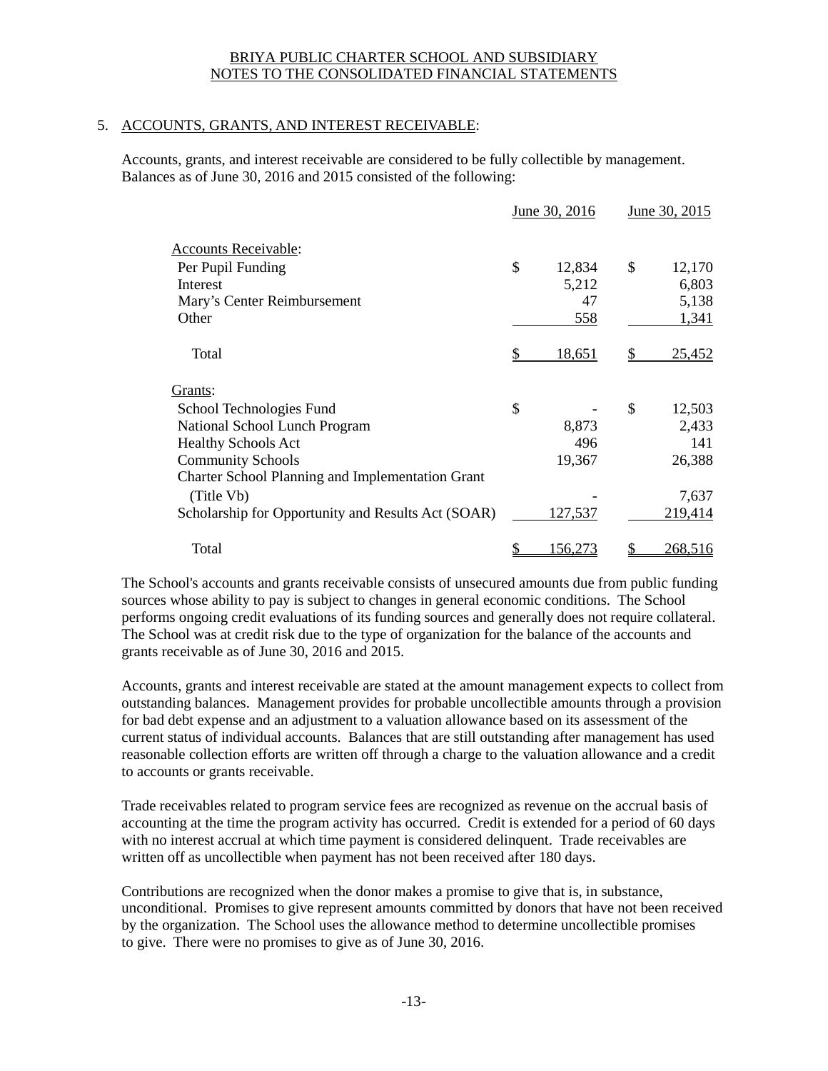BRIYA PUBLIC CHARTER SCHOOL AND SUBSIDIARY
NOTES TO THE CONSOLIDATED FINANCIAL STATEMENTS

## 5. ACCOUNTS, GRANTS, AND INTEREST RECEIVABLE:

Accounts, grants, and interest receivable are considered to be fully collectible by management. Balances as of June 30, 2016 and 2015 consisted of the following:

| | June 30, 2016 | June 30, 2015 |
|---|---|---|
| Accounts Receivable: | | |
| Per Pupil Funding | $ 12,834 | $ 12,170 |
| Interest | 5,212 | 6,803 |
| Mary's Center Reimbursement | 47 | 5,138 |
| Other | 558 | 1,341 |
| Total | $ 18,651 | $ 25,452 |
| Grants: | | |
| School Technologies Fund | $ - | $ 12,503 |
| National School Lunch Program | 8,873 | 2,433 |
| Healthy Schools Act | 496 | 141 |
| Community Schools | 19,367 | 26,388 |
| Charter School Planning and Implementation Grant (Title Vb) | - | 7,637 |
| Scholarship for Opportunity and Results Act (SOAR) | 127,537 | 219,414 |
| Total | $ 156,273 | $ 268,516 |

The School's accounts and grants receivable consists of unsecured amounts due from public funding sources whose ability to pay is subject to changes in general economic conditions. The School performs ongoing credit evaluations of its funding sources and generally does not require collateral. The School was at credit risk due to the type of organization for the balance of the accounts and grants receivable as of June 30, 2016 and 2015.

Accounts, grants and interest receivable are stated at the amount management expects to collect from outstanding balances. Management provides for probable uncollectible amounts through a provision for bad debt expense and an adjustment to a valuation allowance based on its assessment of the current status of individual accounts. Balances that are still outstanding after management has used reasonable collection efforts are written off through a charge to the valuation allowance and a credit to accounts or grants receivable.

Trade receivables related to program service fees are recognized as revenue on the accrual basis of accounting at the time the program activity has occurred. Credit is extended for a period of 60 days with no interest accrual at which time payment is considered delinquent. Trade receivables are written off as uncollectible when payment has not been received after 180 days.

Contributions are recognized when the donor makes a promise to give that is, in substance, unconditional. Promises to give represent amounts committed by donors that have not been received by the organization. The School uses the allowance method to determine uncollectible promises to give. There were no promises to give as of June 30, 2016.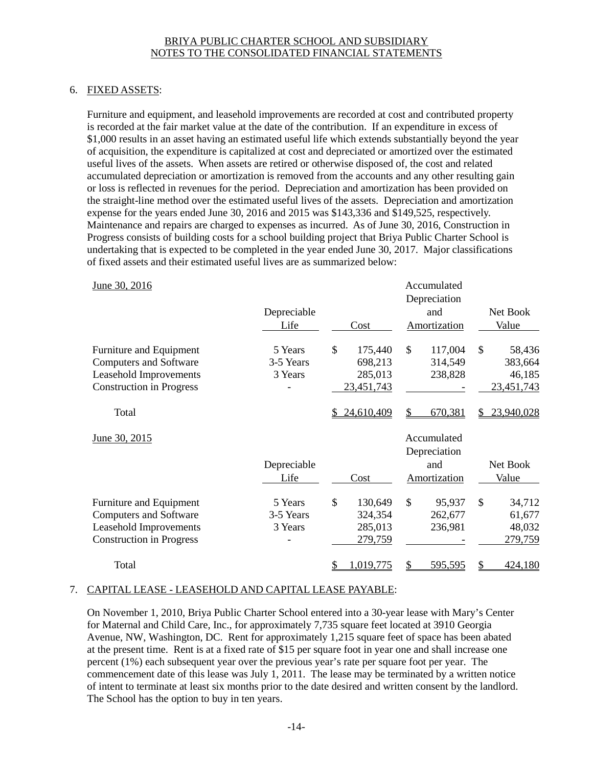BRIYA PUBLIC CHARTER SCHOOL AND SUBSIDIARY
NOTES TO THE CONSOLIDATED FINANCIAL STATEMENTS

6. FIXED ASSETS:

Furniture and equipment, and leasehold improvements are recorded at cost and contributed property is recorded at the fair market value at the date of the contribution. If an expenditure in excess of $1,000 results in an asset having an estimated useful life which extends substantially beyond the year of acquisition, the expenditure is capitalized at cost and depreciated or amortized over the estimated useful lives of the assets. When assets are retired or otherwise disposed of, the cost and related accumulated depreciation or amortization is removed from the accounts and any other resulting gain or loss is reflected in revenues for the period. Depreciation and amortization has been provided on the straight-line method over the estimated useful lives of the assets. Depreciation and amortization expense for the years ended June 30, 2016 and 2015 was $143,336 and $149,525, respectively. Maintenance and repairs are charged to expenses as incurred. As of June 30, 2016, Construction in Progress consists of building costs for a school building project that Briya Public Charter School is undertaking that is expected to be completed in the year ended June 30, 2017. Major classifications of fixed assets and their estimated useful lives are as summarized below:

| June 30, 2016 | Depreciable Life | Cost | Accumulated Depreciation and Amortization | Net Book Value |
|---|---|---|---|---|
| Furniture and Equipment | 5 Years | $ 175,440 | $ 117,004 | $ 58,436 |
| Computers and Software | 3-5 Years | 698,213 | 314,549 | 383,664 |
| Leasehold Improvements | 3 Years | 285,013 | 238,828 | 46,185 |
| Construction in Progress | - | 23,451,743 | - | 23,451,743 |
| Total | | $ 24,610,409 | $ 670,381 | $ 23,940,028 |

| June 30, 2015 | Depreciable Life | Cost | Accumulated Depreciation and Amortization | Net Book Value |
|---|---|---|---|---|
| Furniture and Equipment | 5 Years | $ 130,649 | $ 95,937 | $ 34,712 |
| Computers and Software | 3-5 Years | 324,354 | 262,677 | 61,677 |
| Leasehold Improvements | 3 Years | 285,013 | 236,981 | 48,032 |
| Construction in Progress | - | 279,759 | - | 279,759 |
| Total | | $ 1,019,775 | $ 595,595 | $ 424,180 |

7. CAPITAL LEASE - LEASEHOLD AND CAPITAL LEASE PAYABLE:

On November 1, 2010, Briya Public Charter School entered into a 30-year lease with Mary's Center for Maternal and Child Care, Inc., for approximately 7,735 square feet located at 3910 Georgia Avenue, NW, Washington, DC. Rent for approximately 1,215 square feet of space has been abated at the present time. Rent is at a fixed rate of $15 per square foot in year one and shall increase one percent (1%) each subsequent year over the previous year's rate per square foot per year. The commencement date of this lease was July 1, 2011. The lease may be terminated by a written notice of intent to terminate at least six months prior to the date desired and written consent by the landlord. The School has the option to buy in ten years.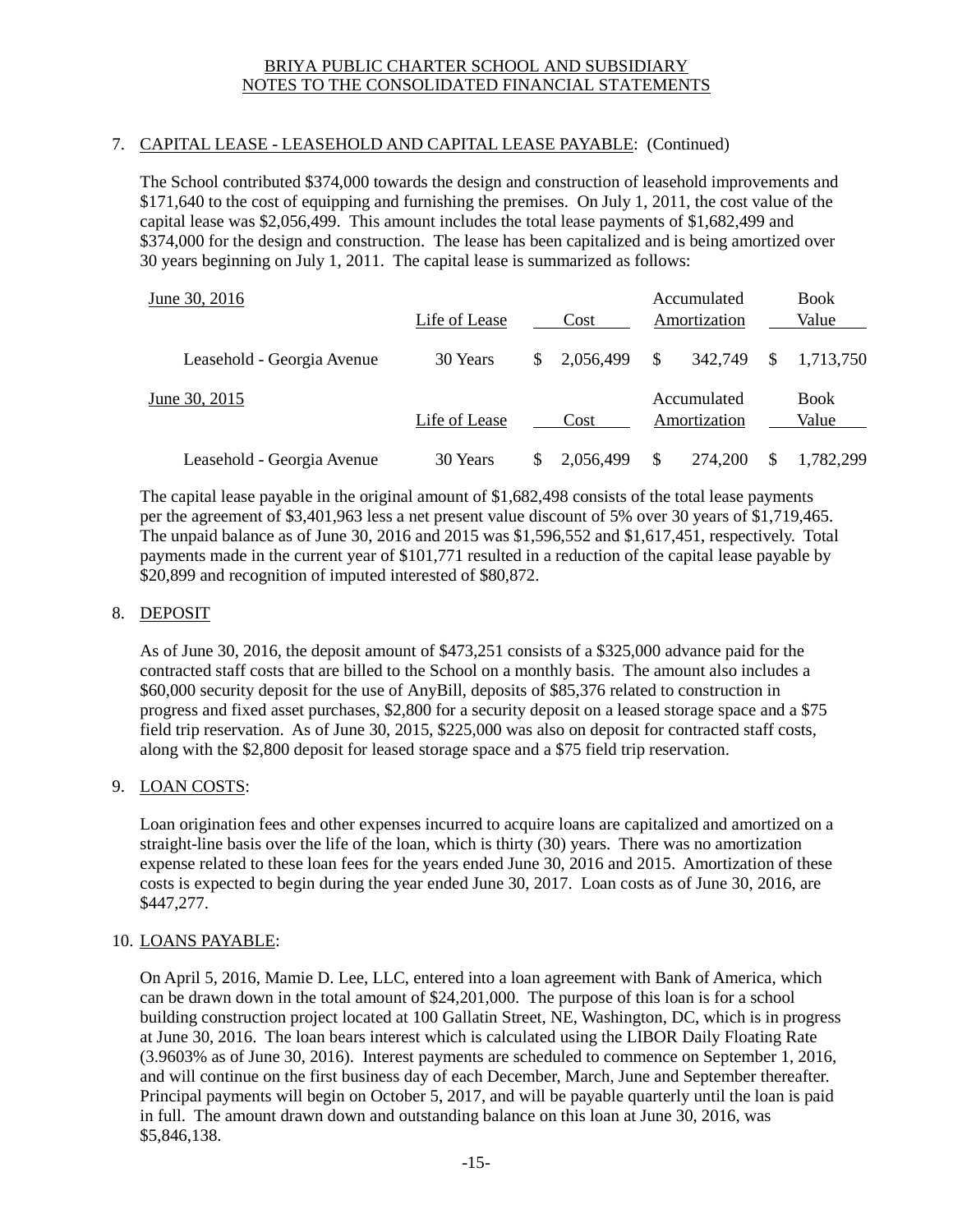BRIYA PUBLIC CHARTER SCHOOL AND SUBSIDIARY
NOTES TO THE CONSOLIDATED FINANCIAL STATEMENTS

7. CAPITAL LEASE - LEASEHOLD AND CAPITAL LEASE PAYABLE: (Continued)

The School contributed $374,000 towards the design and construction of leasehold improvements and $171,640 to the cost of equipping and furnishing the premises. On July 1, 2011, the cost value of the capital lease was $2,056,499. This amount includes the total lease payments of $1,682,499 and $374,000 for the design and construction. The lease has been capitalized and is being amortized over 30 years beginning on July 1, 2011. The capital lease is summarized as follows:

| June 30, 2016 | Life of Lease | Cost | Accumulated Amortization | Book Value |
|---|---|---|---|---|
| Leasehold - Georgia Avenue | 30 Years | $ 2,056,499 | $ 342,749 | $ 1,713,750 |

| June 30, 2015 | Life of Lease | Cost | Accumulated Amortization | Book Value |
|---|---|---|---|---|
| Leasehold - Georgia Avenue | 30 Years | $ 2,056,499 | $ 274,200 | $ 1,782,299 |

The capital lease payable in the original amount of $1,682,498 consists of the total lease payments per the agreement of $3,401,963 less a net present value discount of 5% over 30 years of $1,719,465. The unpaid balance as of June 30, 2016 and 2015 was $1,596,552 and $1,617,451, respectively. Total payments made in the current year of $101,771 resulted in a reduction of the capital lease payable by $20,899 and recognition of imputed interested of $80,872.

8. DEPOSIT

As of June 30, 2016, the deposit amount of $473,251 consists of a $325,000 advance paid for the contracted staff costs that are billed to the School on a monthly basis. The amount also includes a $60,000 security deposit for the use of AnyBill, deposits of $85,376 related to construction in progress and fixed asset purchases, $2,800 for a security deposit on a leased storage space and a $75 field trip reservation. As of June 30, 2015, $225,000 was also on deposit for contracted staff costs, along with the $2,800 deposit for leased storage space and a $75 field trip reservation.

9. LOAN COSTS:

Loan origination fees and other expenses incurred to acquire loans are capitalized and amortized on a straight-line basis over the life of the loan, which is thirty (30) years. There was no amortization expense related to these loan fees for the years ended June 30, 2016 and 2015. Amortization of these costs is expected to begin during the year ended June 30, 2017. Loan costs as of June 30, 2016, are $447,277.

10. LOANS PAYABLE:

On April 5, 2016, Mamie D. Lee, LLC, entered into a loan agreement with Bank of America, which can be drawn down in the total amount of $24,201,000. The purpose of this loan is for a school building construction project located at 100 Gallatin Street, NE, Washington, DC, which is in progress at June 30, 2016. The loan bears interest which is calculated using the LIBOR Daily Floating Rate (3.9603% as of June 30, 2016). Interest payments are scheduled to commence on September 1, 2016, and will continue on the first business day of each December, March, June and September thereafter. Principal payments will begin on October 5, 2017, and will be payable quarterly until the loan is paid in full. The amount drawn down and outstanding balance on this loan at June 30, 2016, was $5,846,138.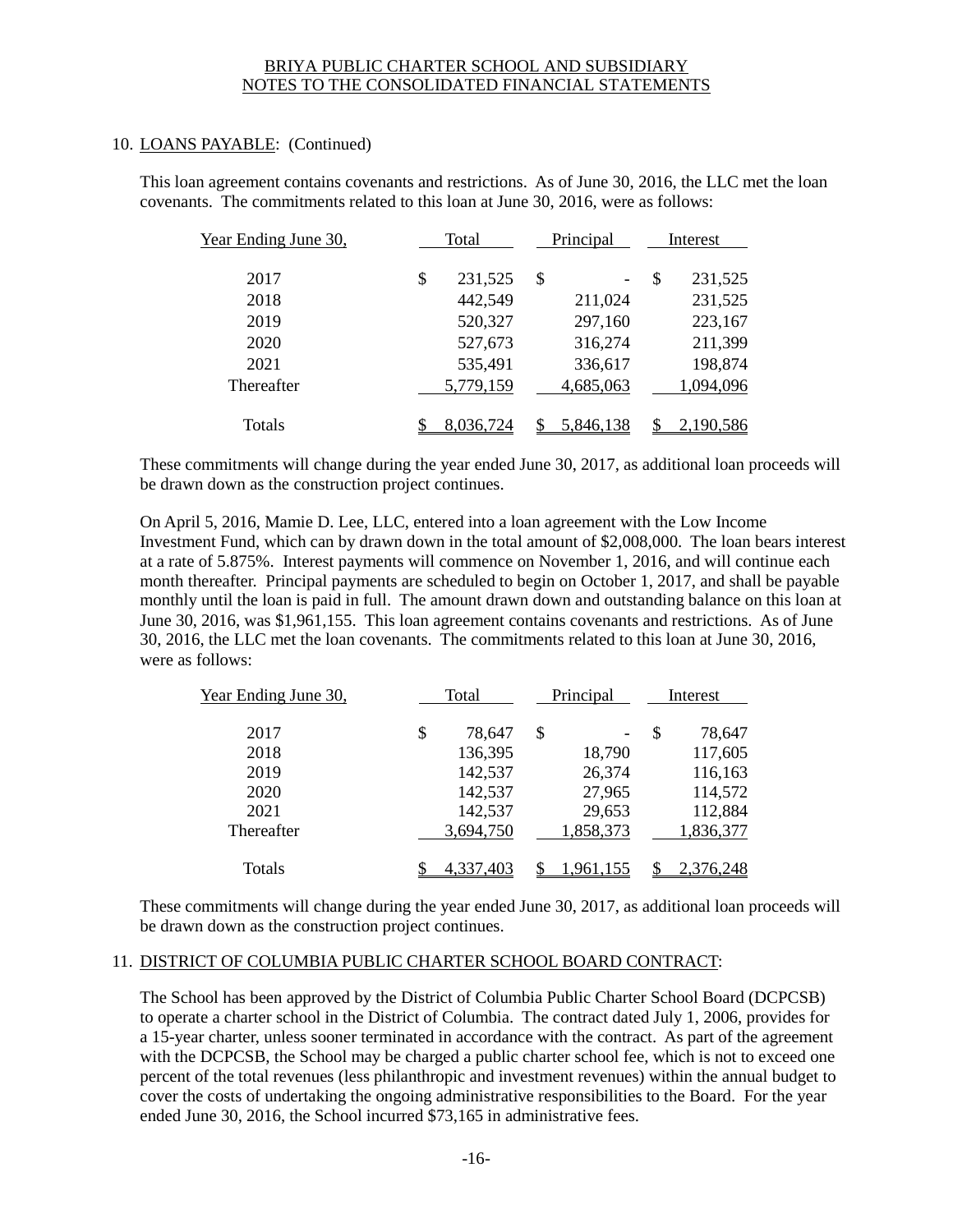10. LOANS PAYABLE: (Continued)

This loan agreement contains covenants and restrictions. As of June 30, 2016, the LLC met the loan covenants. The commitments related to this loan at June 30, 2016, were as follows:

| Year Ending June 30, | Total | Principal | Interest |
|---|---|---|---|
| 2017 | $ 231,525 | $ - | $ 231,525 |
| 2018 | 442,549 | 211,024 | 231,525 |
| 2019 | 520,327 | 297,160 | 223,167 |
| 2020 | 527,673 | 316,274 | 211,399 |
| 2021 | 535,491 | 336,617 | 198,874 |
| Thereafter | 5,779,159 | 4,685,063 | 1,094,096 |
| Totals | $ 8,036,724 | $ 5,846,138 | $ 2,190,586 |

These commitments will change during the year ended June 30, 2017, as additional loan proceeds will be drawn down as the construction project continues.

On April 5, 2016, Mamie D. Lee, LLC, entered into a loan agreement with the Low Income Investment Fund, which can by drawn down in the total amount of $2,008,000. The loan bears interest at a rate of 5.875%. Interest payments will commence on November 1, 2016, and will continue each month thereafter. Principal payments are scheduled to begin on October 1, 2017, and shall be payable monthly until the loan is paid in full. The amount drawn down and outstanding balance on this loan at June 30, 2016, was $1,961,155. This loan agreement contains covenants and restrictions. As of June 30, 2016, the LLC met the loan covenants. The commitments related to this loan at June 30, 2016, were as follows:

| Year Ending June 30, | Total | Principal | Interest |
|---|---|---|---|
| 2017 | $ 78,647 | $ - | $ 78,647 |
| 2018 | 136,395 | 18,790 | 117,605 |
| 2019 | 142,537 | 26,374 | 116,163 |
| 2020 | 142,537 | 27,965 | 114,572 |
| 2021 | 142,537 | 29,653 | 112,884 |
| Thereafter | 3,694,750 | 1,858,373 | 1,836,377 |
| Totals | $ 4,337,403 | $ 1,961,155 | $ 2,376,248 |

These commitments will change during the year ended June 30, 2017, as additional loan proceeds will be drawn down as the construction project continues.

11. DISTRICT OF COLUMBIA PUBLIC CHARTER SCHOOL BOARD CONTRACT:

The School has been approved by the District of Columbia Public Charter School Board (DCPCSB) to operate a charter school in the District of Columbia. The contract dated July 1, 2006, provides for a 15-year charter, unless sooner terminated in accordance with the contract. As part of the agreement with the DCPCSB, the School may be charged a public charter school fee, which is not to exceed one percent of the total revenues (less philanthropic and investment revenues) within the annual budget to cover the costs of undertaking the ongoing administrative responsibilities to the Board. For the year ended June 30, 2016, the School incurred $73,165 in administrative fees.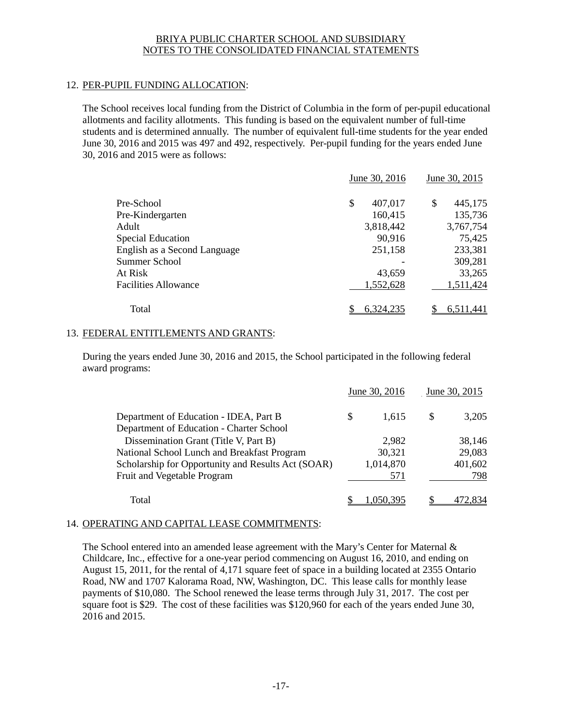BRIYA PUBLIC CHARTER SCHOOL AND SUBSIDIARY
NOTES TO THE CONSOLIDATED FINANCIAL STATEMENTS

## 12. PER-PUPIL FUNDING ALLOCATION:

The School receives local funding from the District of Columbia in the form of per-pupil educational allotments and facility allotments. This funding is based on the equivalent number of full-time students and is determined annually. The number of equivalent full-time students for the year ended June 30, 2016 and 2015 was 497 and 492, respectively. Per-pupil funding for the years ended June 30, 2016 and 2015 were as follows:

| | June 30, 2016 | June 30, 2015 |
|---|---|---|
| Pre-School | $ 407,017 | $ 445,175 |
| Pre-Kindergarten | 160,415 | 135,736 |
| Adult | 3,818,442 | 3,767,754 |
| Special Education | 90,916 | 75,425 |
| English as a Second Language | 251,158 | 233,381 |
| Summer School | - | 309,281 |
| At Risk | 43,659 | 33,265 |
| Facilities Allowance | 1,552,628 | 1,511,424 |
| Total | $ 6,324,235 | $ 6,511,441 |

## 13. FEDERAL ENTITLEMENTS AND GRANTS:

During the years ended June 30, 2016 and 2015, the School participated in the following federal award programs:

| | June 30, 2016 | June 30, 2015 |
|---|---|---|
| Department of Education - IDEA, Part B | $ 1,615 | $ 3,205 |
| Department of Education - Charter School Dissemination Grant (Title V, Part B) | 2,982 | 38,146 |
| National School Lunch and Breakfast Program | 30,321 | 29,083 |
| Scholarship for Opportunity and Results Act (SOAR) | 1,014,870 | 401,602 |
| Fruit and Vegetable Program | 571 | 798 |
| Total | $ 1,050,395 | $ 472,834 |

## 14. OPERATING AND CAPITAL LEASE COMMITMENTS:

The School entered into an amended lease agreement with the Mary's Center for Maternal & Childcare, Inc., effective for a one-year period commencing on August 16, 2010, and ending on August 15, 2011, for the rental of 4,171 square feet of space in a building located at 2355 Ontario Road, NW and 1707 Kalorama Road, NW, Washington, DC. This lease calls for monthly lease payments of $10,080. The School renewed the lease terms through July 31, 2017. The cost per square foot is $29. The cost of these facilities was $120,960 for each of the years ended June 30, 2016 and 2015.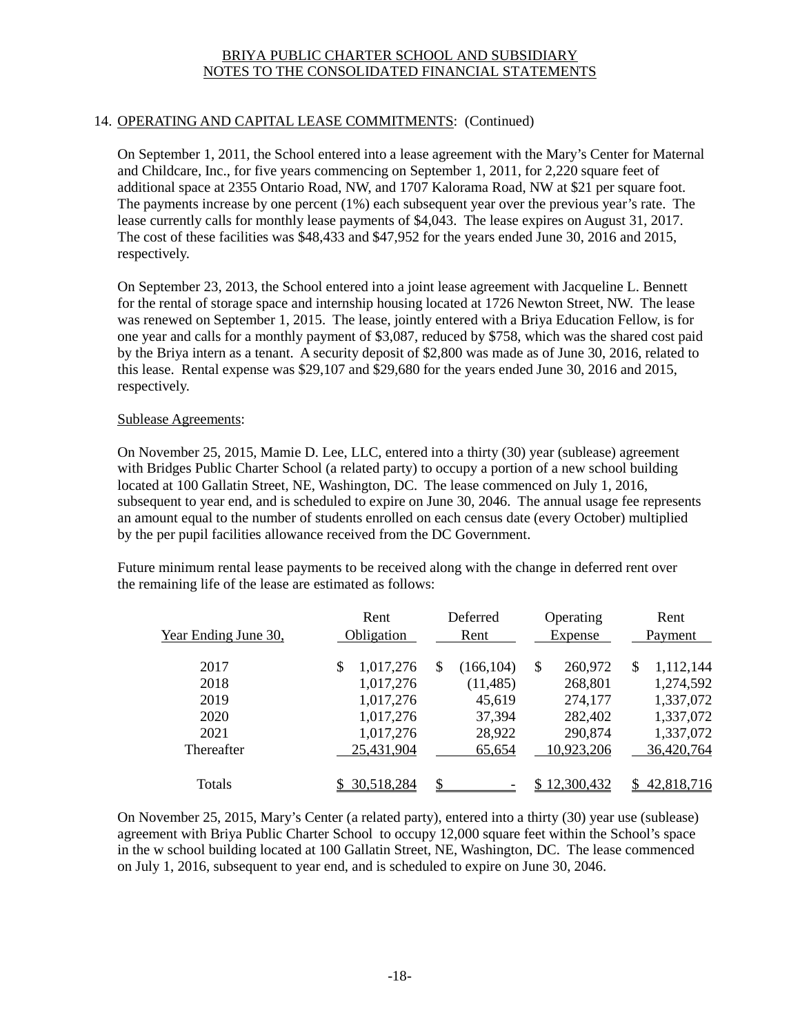## 14. OPERATING AND CAPITAL LEASE COMMITMENTS: (Continued)

On September 1, 2011, the School entered into a lease agreement with the Mary's Center for Maternal and Childcare, Inc., for five years commencing on September 1, 2011, for 2,220 square feet of additional space at 2355 Ontario Road, NW, and 1707 Kalorama Road, NW at $21 per square foot. The payments increase by one percent (1%) each subsequent year over the previous year's rate. The lease currently calls for monthly lease payments of $4,043. The lease expires on August 31, 2017. The cost of these facilities was $48,433 and $47,952 for the years ended June 30, 2016 and 2015, respectively.

On September 23, 2013, the School entered into a joint lease agreement with Jacqueline L. Bennett for the rental of storage space and internship housing located at 1726 Newton Street, NW. The lease was renewed on September 1, 2015. The lease, jointly entered with a Briya Education Fellow, is for one year and calls for a monthly payment of $3,087, reduced by $758, which was the shared cost paid by the Briya intern as a tenant. A security deposit of $2,800 was made as of June 30, 2016, related to this lease. Rental expense was $29,107 and $29,680 for the years ended June 30, 2016 and 2015, respectively.

Sublease Agreements:

On November 25, 2015, Mamie D. Lee, LLC, entered into a thirty (30) year (sublease) agreement with Bridges Public Charter School (a related party) to occupy a portion of a new school building located at 100 Gallatin Street, NE, Washington, DC. The lease commenced on July 1, 2016, subsequent to year end, and is scheduled to expire on June 30, 2046. The annual usage fee represents an amount equal to the number of students enrolled on each census date (every October) multiplied by the per pupil facilities allowance received from the DC Government.

Future minimum rental lease payments to be received along with the change in deferred rent over the remaining life of the lease are estimated as follows:

| Year Ending June 30, | Rent Obligation | Deferred Rent | Operating Expense | Rent Payment |
|---|---|---|---|---|
| 2017 | $ 1,017,276 | $ (166,104) | $ 260,972 | $ 1,112,144 |
| 2018 | 1,017,276 | (11,485) | 268,801 | 1,274,592 |
| 2019 | 1,017,276 | 45,619 | 274,177 | 1,337,072 |
| 2020 | 1,017,276 | 37,394 | 282,402 | 1,337,072 |
| 2021 | 1,017,276 | 28,922 | 290,874 | 1,337,072 |
| Thereafter | 25,431,904 | 65,654 | 10,923,206 | 36,420,764 |
| Totals | $ 30,518,284 | $ - | $ 12,300,432 | $ 42,818,716 |

On November 25, 2015, Mary's Center (a related party), entered into a thirty (30) year use (sublease) agreement with Briya Public Charter School to occupy 12,000 square feet within the School's space in the w school building located at 100 Gallatin Street, NE, Washington, DC. The lease commenced on July 1, 2016, subsequent to year end, and is scheduled to expire on June 30, 2046.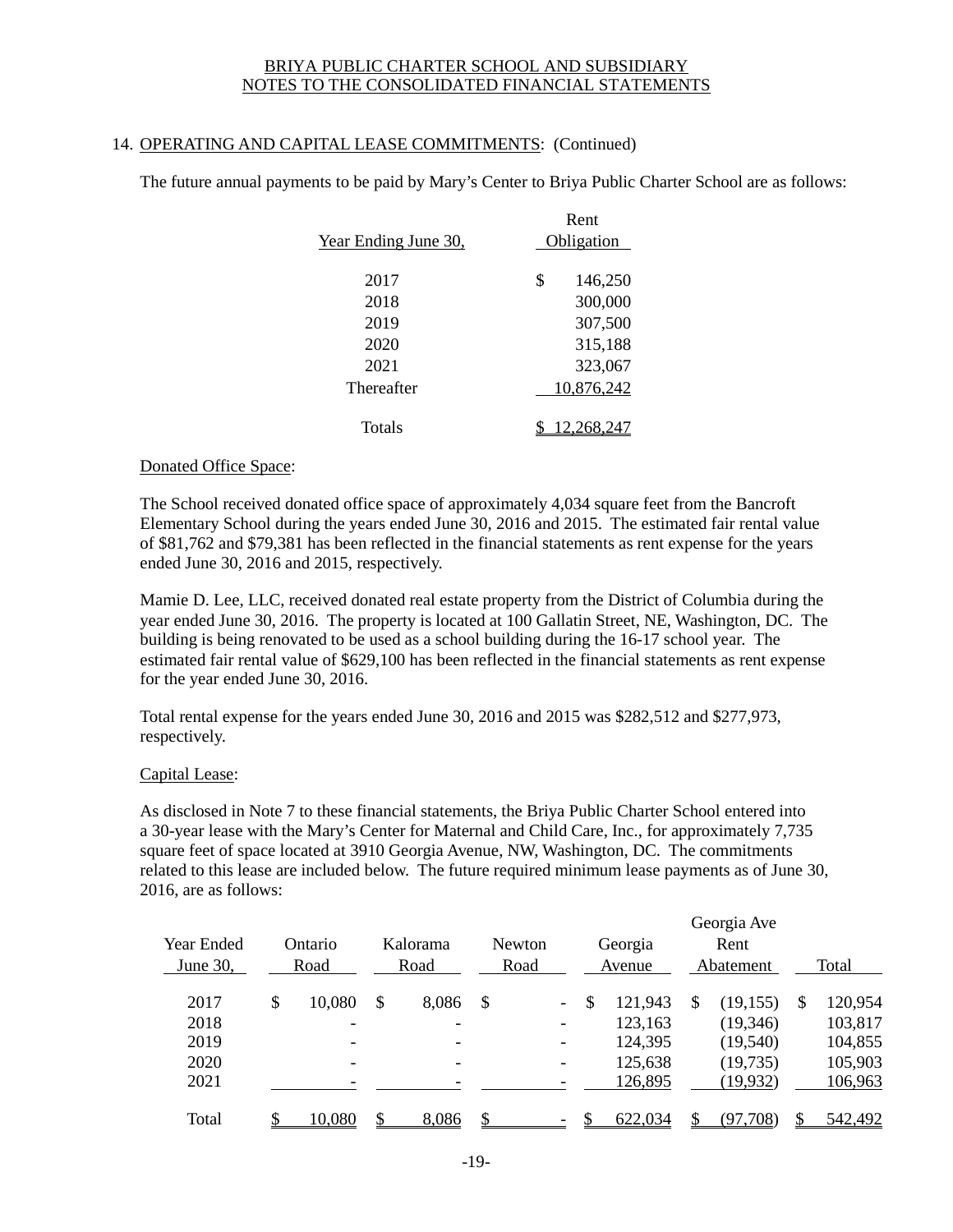## 14. OPERATING AND CAPITAL LEASE COMMITMENTS: (Continued)

The future annual payments to be paid by Mary's Center to Briya Public Charter School are as follows:

| Year Ending June 30, | Rent Obligation |
|---|---|
| 2017 | $ 146,250 |
| 2018 | 300,000 |
| 2019 | 307,500 |
| 2020 | 315,188 |
| 2021 | 323,067 |
| Thereafter | 10,876,242 |
| Totals | $ 12,268,247 |

Donated Office Space:

The School received donated office space of approximately 4,034 square feet from the Bancroft Elementary School during the years ended June 30, 2016 and 2015. The estimated fair rental value of $81,762 and $79,381 has been reflected in the financial statements as rent expense for the years ended June 30, 2016 and 2015, respectively.

Mamie D. Lee, LLC, received donated real estate property from the District of Columbia during the year ended June 30, 2016. The property is located at 100 Gallatin Street, NE, Washington, DC. The building is being renovated to be used as a school building during the 16-17 school year. The estimated fair rental value of $629,100 has been reflected in the financial statements as rent expense for the year ended June 30, 2016.

Total rental expense for the years ended June 30, 2016 and 2015 was $282,512 and $277,973, respectively.

Capital Lease:

As disclosed in Note 7 to these financial statements, the Briya Public Charter School entered into a 30-year lease with the Mary's Center for Maternal and Child Care, Inc., for approximately 7,735 square feet of space located at 3910 Georgia Avenue, NW, Washington, DC. The commitments related to this lease are included below. The future required minimum lease payments as of June 30, 2016, are as follows:

| Year Ended June 30, | Ontario Road | Kalorama Road | Newton Road | Georgia Avenue | Georgia Ave Rent Abatement | Total |
|---|---|---|---|---|---|---|
| 2017 | $ 10,080 | $ 8,086 | $ - | $ 121,943 | $ (19,155) | $ 120,954 |
| 2018 | - | - | - | 123,163 | (19,346) | 103,817 |
| 2019 | - | - | - | 124,395 | (19,540) | 104,855 |
| 2020 | - | - | - | 125,638 | (19,735) | 105,903 |
| 2021 | - | - | - | 126,895 | (19,932) | 106,963 |
| Total | $ 10,080 | $ 8,086 | $ - | $ 622,034 | $ (97,708) | $ 542,492 |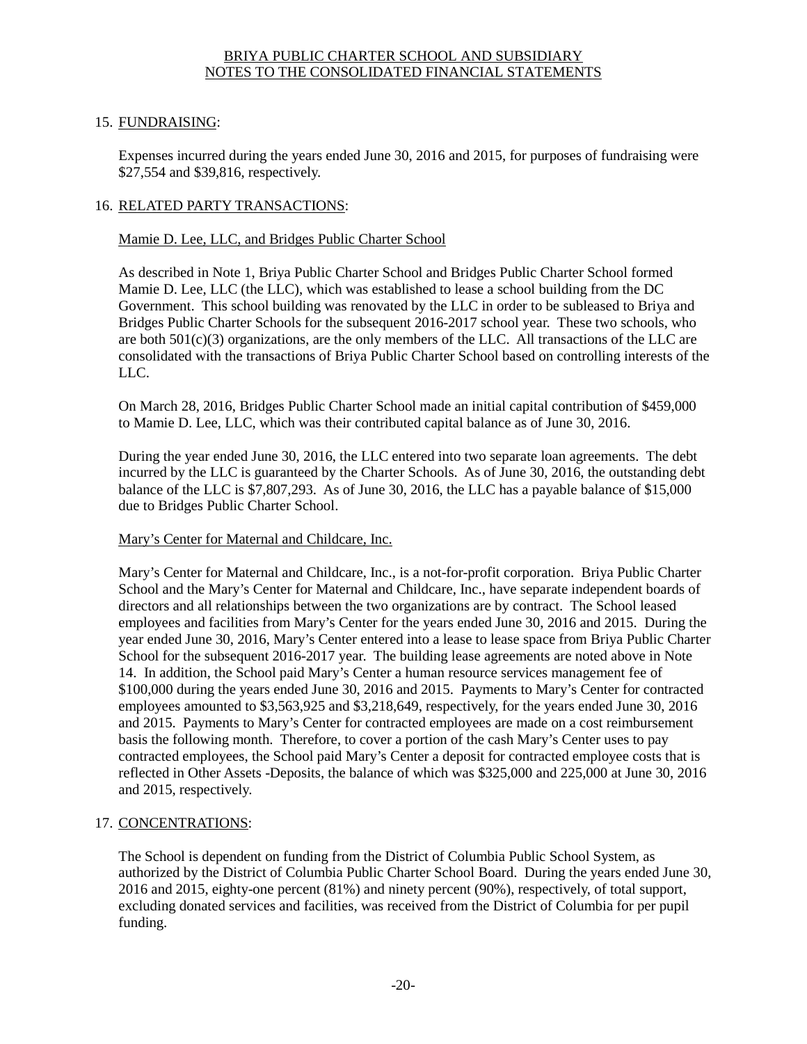## 15. FUNDRAISING:

Expenses incurred during the years ended June 30, 2016 and 2015, for purposes of fundraising were $27,554 and $39,816, respectively.

## 16. RELATED PARTY TRANSACTIONS:

### Mamie D. Lee, LLC, and Bridges Public Charter School

As described in Note 1, Briya Public Charter School and Bridges Public Charter School formed Mamie D. Lee, LLC (the LLC), which was established to lease a school building from the DC Government. This school building was renovated by the LLC in order to be subleased to Briya and Bridges Public Charter Schools for the subsequent 2016-2017 school year. These two schools, who are both 501(c)(3) organizations, are the only members of the LLC. All transactions of the LLC are consolidated with the transactions of Briya Public Charter School based on controlling interests of the LLC.

On March 28, 2016, Bridges Public Charter School made an initial capital contribution of $459,000 to Mamie D. Lee, LLC, which was their contributed capital balance as of June 30, 2016.

During the year ended June 30, 2016, the LLC entered into two separate loan agreements. The debt incurred by the LLC is guaranteed by the Charter Schools. As of June 30, 2016, the outstanding debt balance of the LLC is $7,807,293. As of June 30, 2016, the LLC has a payable balance of $15,000 due to Bridges Public Charter School.

### Mary's Center for Maternal and Childcare, Inc.

Mary's Center for Maternal and Childcare, Inc., is a not-for-profit corporation. Briya Public Charter School and the Mary's Center for Maternal and Childcare, Inc., have separate independent boards of directors and all relationships between the two organizations are by contract. The School leased employees and facilities from Mary's Center for the years ended June 30, 2016 and 2015. During the year ended June 30, 2016, Mary's Center entered into a lease to lease space from Briya Public Charter School for the subsequent 2016-2017 year. The building lease agreements are noted above in Note 14. In addition, the School paid Mary's Center a human resource services management fee of $100,000 during the years ended June 30, 2016 and 2015. Payments to Mary's Center for contracted employees amounted to $3,563,925 and $3,218,649, respectively, for the years ended June 30, 2016 and 2015. Payments to Mary's Center for contracted employees are made on a cost reimbursement basis the following month. Therefore, to cover a portion of the cash Mary's Center uses to pay contracted employees, the School paid Mary's Center a deposit for contracted employee costs that is reflected in Other Assets -Deposits, the balance of which was $325,000 and 225,000 at June 30, 2016 and 2015, respectively.

## 17. CONCENTRATIONS:

The School is dependent on funding from the District of Columbia Public School System, as authorized by the District of Columbia Public Charter School Board. During the years ended June 30, 2016 and 2015, eighty-one percent (81%) and ninety percent (90%), respectively, of total support, excluding donated services and facilities, was received from the District of Columbia for per pupil funding.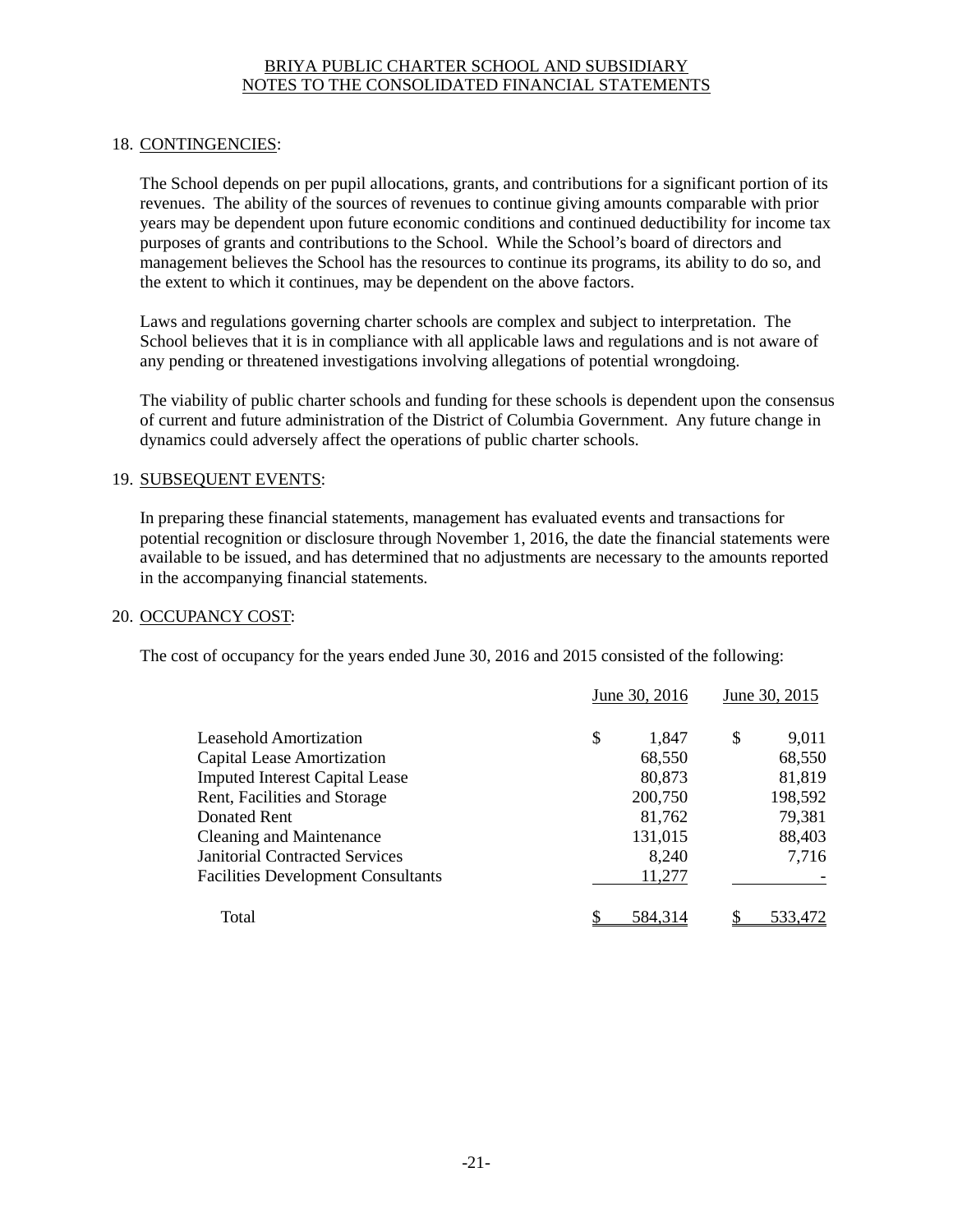## 18. CONTINGENCIES:

The School depends on per pupil allocations, grants, and contributions for a significant portion of its revenues. The ability of the sources of revenues to continue giving amounts comparable with prior years may be dependent upon future economic conditions and continued deductibility for income tax purposes of grants and contributions to the School. While the School's board of directors and management believes the School has the resources to continue its programs, its ability to do so, and the extent to which it continues, may be dependent on the above factors.

Laws and regulations governing charter schools are complex and subject to interpretation. The School believes that it is in compliance with all applicable laws and regulations and is not aware of any pending or threatened investigations involving allegations of potential wrongdoing.

The viability of public charter schools and funding for these schools is dependent upon the consensus of current and future administration of the District of Columbia Government. Any future change in dynamics could adversely affect the operations of public charter schools.

## 19. SUBSEQUENT EVENTS:

In preparing these financial statements, management has evaluated events and transactions for potential recognition or disclosure through November 1, 2016, the date the financial statements were available to be issued, and has determined that no adjustments are necessary to the amounts reported in the accompanying financial statements.

## 20. OCCUPANCY COST:

The cost of occupancy for the years ended June 30, 2016 and 2015 consisted of the following:

| | June 30, 2016 | June 30, 2015 |
|---|---|---|
| Leasehold Amortization | $ 1,847 | $ 9,011 |
| Capital Lease Amortization | 68,550 | 68,550 |
| Imputed Interest Capital Lease | 80,873 | 81,819 |
| Rent, Facilities and Storage | 200,750 | 198,592 |
| Donated Rent | 81,762 | 79,381 |
| Cleaning and Maintenance | 131,015 | 88,403 |
| Janitorial Contracted Services | 8,240 | 7,716 |
| Facilities Development Consultants | 11,277 | - |
| Total | $ 584,314 | $ 533,472 |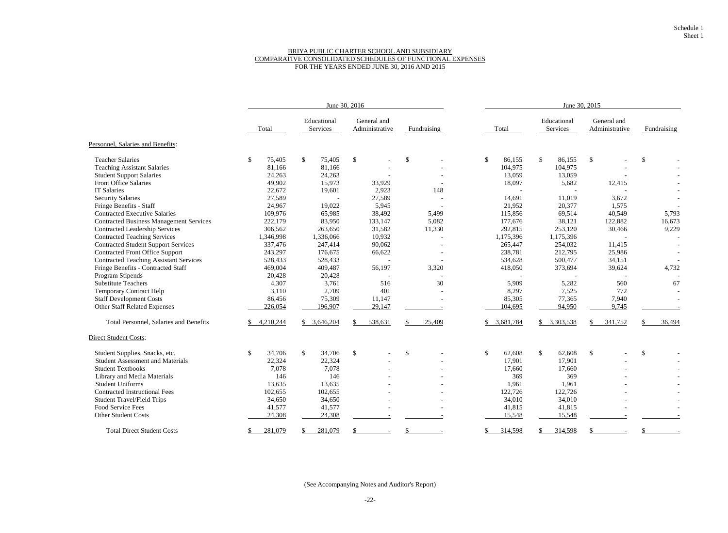Schedule 1
Sheet 1

BRIYA PUBLIC CHARTER SCHOOL AND SUBSIDIARY
COMPARATIVE CONSOLIDATED SCHEDULES OF FUNCTIONAL EXPENSES
FOR THE YEARS ENDED JUNE 30, 2016 AND 2015

| | June 30, 2016 | | | | June 30, 2015 | | | |
|---|---|---|---|---|---|---|---|---|
| | Total | Educational Services | General and Administrative | Fundraising | Total | Educational Services | General and Administrative | Fundraising |
| **Personnel, Salaries and Benefits:** | | | | | | | | |
| Teacher Salaries | $ 75,405 | $ 75,405 | $ - | $ - | $ 86,155 | $ 86,155 | $ - | $ - |
| Teaching Assistant Salaries | 81,166 | 81,166 | - | - | 104,975 | 104,975 | - | - |
| Student Support Salaries | 24,263 | 24,263 | - | - | 13,059 | 13,059 | - | - |
| Front Office Salaries | 49,902 | 15,973 | 33,929 | - | 18,097 | 5,682 | 12,415 | - |
| IT Salaries | 22,672 | 19,601 | 2,923 | 148 | - | - | - | - |
| Security Salaries | 27,589 | - | 27,589 | - | 14,691 | 11,019 | 3,672 | - |
| Fringe Benefits - Staff | 24,967 | 19,022 | 5,945 | - | 21,952 | 20,377 | 1,575 | - |
| Contracted Executive Salaries | 109,976 | 65,985 | 38,492 | 5,499 | 115,856 | 69,514 | 40,549 | 5,793 |
| Contracted Business Management Services | 222,179 | 83,950 | 133,147 | 5,082 | 177,676 | 38,121 | 122,882 | 16,673 |
| Contracted Leadership Services | 306,562 | 263,650 | 31,582 | 11,330 | 292,815 | 253,120 | 30,466 | 9,229 |
| Contracted Teaching Services | 1,346,998 | 1,336,066 | 10,932 | - | 1,175,396 | 1,175,396 | - | - |
| Contracted Student Support Services | 337,476 | 247,414 | 90,062 | - | 265,447 | 254,032 | 11,415 | - |
| Contracted Front Office Support | 243,297 | 176,675 | 66,622 | - | 238,781 | 212,795 | 25,986 | - |
| Contracted Teaching Assistant Services | 528,433 | 528,433 | - | - | 534,628 | 500,477 | 34,151 | - |
| Fringe Benefits - Contracted Staff | 469,004 | 409,487 | 56,197 | 3,320 | 418,050 | 373,694 | 39,624 | 4,732 |
| Program Stipends | 20,428 | 20,428 | - | - | - | - | - | - |
| Substitute Teachers | 4,307 | 3,761 | 516 | 30 | 5,909 | 5,282 | 560 | 67 |
| Temporary Contract Help | 3,110 | 2,709 | 401 | - | 8,297 | 7,525 | 772 | - |
| Staff Development Costs | 86,456 | 75,309 | 11,147 | - | 85,305 | 77,365 | 7,940 | - |
| Other Staff Related Expenses | 226,054 | 196,907 | 29,147 | - | 104,695 | 94,950 | 9,745 | - |
| Total Personnel, Salaries and Benefits | $ 4,210,244 | $ 3,646,204 | $ 538,631 | $ 25,409 | $ 3,681,784 | $ 3,303,538 | $ 341,752 | $ 36,494 |
| **Direct Student Costs:** | | | | | | | | |
| Student Supplies, Snacks, etc. | $ 34,706 | $ 34,706 | $ - | $ - | $ 62,608 | $ 62,608 | $ - | $ - |
| Student Assessment and Materials | 22,324 | 22,324 | - | - | 17,901 | 17,901 | - | - |
| Student Textbooks | 7,078 | 7,078 | - | - | 17,660 | 17,660 | - | - |
| Library and Media Materials | 146 | 146 | - | - | 369 | 369 | - | - |
| Student Uniforms | 13,635 | 13,635 | - | - | 1,961 | 1,961 | - | - |
| Contracted Instructional Fees | 102,655 | 102,655 | - | - | 122,726 | 122,726 | - | - |
| Student Travel/Field Trips | 34,650 | 34,650 | - | - | 34,010 | 34,010 | - | - |
| Food Service Fees | 41,577 | 41,577 | - | - | 41,815 | 41,815 | - | - |
| Other Student Costs | 24,308 | 24,308 | - | - | 15,548 | 15,548 | - | - |
| Total Direct Student Costs | $ 281,079 | $ 281,079 | $ - | $ - | $ 314,598 | $ 314,598 | $ - | $ - |

(See Accompanying Notes and Auditor's Report)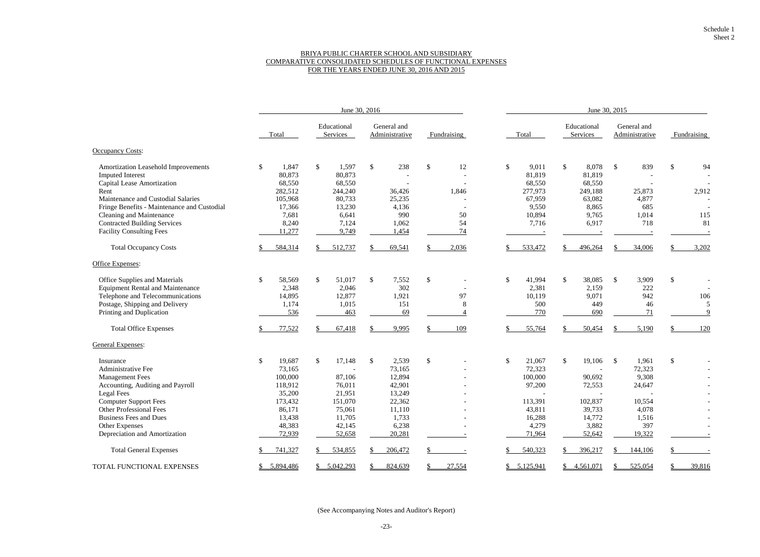Schedule 1
Sheet 2

# BRIYA PUBLIC CHARTER SCHOOL AND SUBSIDIARY
## COMPARATIVE CONSOLIDATED SCHEDULES OF FUNCTIONAL EXPENSES
## FOR THE YEARS ENDED JUNE 30, 2016 AND 2015

| | June 30, 2016 | | | | June 30, 2015 | | | |
|---|---|---|---|---|---|---|---|---|
| | Total | Educational Services | General and Administrative | Fundraising | Total | Educational Services | General and Administrative | Fundraising |
| **Occupancy Costs:** | | | | | | | | |
| Amortization Leasehold Improvements | $ 1,847 | $ 1,597 | $ 238 | $ 12 | $ 9,011 | $ 8,078 | $ 839 | $ 94 |
| Imputed Interest | 80,873 | 80,873 | - | - | 81,819 | 81,819 | - | - |
| Capital Lease Amortization | 68,550 | 68,550 | - | - | 68,550 | 68,550 | - | - |
| Rent | 282,512 | 244,240 | 36,426 | 1,846 | 277,973 | 249,188 | 25,873 | 2,912 |
| Maintenance and Custodial Salaries | 105,968 | 80,733 | 25,235 | - | 67,959 | 63,082 | 4,877 | - |
| Fringe Benefits - Maintenance and Custodial | 17,366 | 13,230 | 4,136 | - | 9,550 | 8,865 | 685 | - |
| Cleaning and Maintenance | 7,681 | 6,641 | 990 | 50 | 10,894 | 9,765 | 1,014 | 115 |
| Contracted Building Services | 8,240 | 7,124 | 1,062 | 54 | 7,716 | 6,917 | 718 | 81 |
| Facility Consulting Fees | 11,277 | 9,749 | 1,454 | 74 | - | - | - | - |
| Total Occupancy Costs | $ 584,314 | $ 512,737 | $ 69,541 | $ 2,036 | $ 533,472 | $ 496,264 | $ 34,006 | $ 3,202 |
| **Office Expenses:** | | | | | | | | |
| Office Supplies and Materials | $ 58,569 | $ 51,017 | $ 7,552 | $ - | $ 41,994 | $ 38,085 | $ 3,909 | $ - |
| Equipment Rental and Maintenance | 2,348 | 2,046 | 302 | - | 2,381 | 2,159 | 222 | - |
| Telephone and Telecommunications | 14,895 | 12,877 | 1,921 | 97 | 10,119 | 9,071 | 942 | 106 |
| Postage, Shipping and Delivery | 1,174 | 1,015 | 151 | 8 | 500 | 449 | 46 | 5 |
| Printing and Duplication | 536 | 463 | 69 | 4 | 770 | 690 | 71 | 9 |
| Total Office Expenses | $ 77,522 | $ 67,418 | $ 9,995 | $ 109 | $ 55,764 | $ 50,454 | $ 5,190 | $ 120 |
| **General Expenses:** | | | | | | | | |
| Insurance | $ 19,687 | $ 17,148 | $ 2,539 | $ - | $ 21,067 | $ 19,106 | $ 1,961 | $ - |
| Administrative Fee | 73,165 | - | 73,165 | - | 72,323 | - | 72,323 | - |
| Management Fees | 100,000 | 87,106 | 12,894 | - | 100,000 | 90,692 | 9,308 | - |
| Accounting, Auditing and Payroll | 118,912 | 76,011 | 42,901 | - | 97,200 | 72,553 | 24,647 | - |
| Legal Fees | 35,200 | 21,951 | 13,249 | - | - | - | - | - |
| Computer Support Fees | 173,432 | 151,070 | 22,362 | - | 113,391 | 102,837 | 10,554 | - |
| Other Professional Fees | 86,171 | 75,061 | 11,110 | - | 43,811 | 39,733 | 4,078 | - |
| Business Fees and Dues | 13,438 | 11,705 | 1,733 | - | 16,288 | 14,772 | 1,516 | - |
| Other Expenses | 48,383 | 42,145 | 6,238 | - | 4,279 | 3,882 | 397 | - |
| Depreciation and Amortization | 72,939 | 52,658 | 20,281 | - | 71,964 | 52,642 | 19,322 | - |
| Total General Expenses | $ 741,327 | $ 534,855 | $ 206,472 | $ - | $ 540,323 | $ 396,217 | $ 144,106 | $ - |
| TOTAL FUNCTIONAL EXPENSES | $ 5,894,486 | $ 5,042,293 | $ 824,639 | $ 27,554 | $ 5,125,941 | $ 4,561,071 | $ 525,054 | $ 39,816 |

(See Accompanying Notes and Auditor's Report)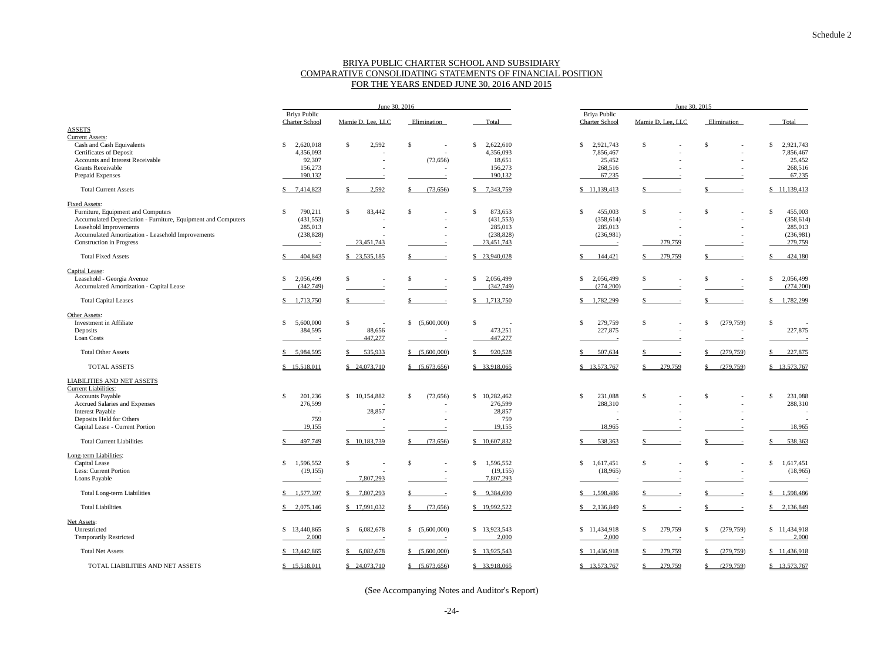Schedule 2

# BRIYA PUBLIC CHARTER SCHOOL AND SUBSIDIARY
## COMPARATIVE CONSOLIDATING STATEMENTS OF FINANCIAL POSITION
## FOR THE YEARS ENDED JUNE 30, 2016 AND 2015

| | June 30, 2016 | | | | June 30, 2015 | | | |
|---|---|---|---|---|---|---|---|---|
| | Briya Public Charter School | Mamie D. Lee, LLC | Elimination | Total | Briya Public Charter School | Mamie D. Lee, LLC | Elimination | Total |
| **ASSETS** | | | | | | | | |
| Current Assets: | | | | | | | | |
| Cash and Cash Equivalents | $ 2,620,018 | $ 2,592 | $ - | $ 2,622,610 | $ 2,921,743 | $ - | $ - | $ 2,921,743 |
| Certificates of Deposit | 4,356,093 | - | - | 4,356,093 | 7,856,467 | - | - | 7,856,467 |
| Accounts and Interest Receivable | 92,307 | - | (73,656) | 18,651 | 25,452 | - | - | 25,452 |
| Grants Receivable | 156,273 | - | - | 156,273 | 268,516 | - | - | 268,516 |
| Prepaid Expenses | 190,132 | - | - | 190,132 | 67,235 | - | - | 67,235 |
| Total Current Assets | $ 7,414,823 | $ 2,592 | $ (73,656) | $ 7,343,759 | $ 11,139,413 | $ - | $ - | $ 11,139,413 |
| Fixed Assets: | | | | | | | | |
| Furniture, Equipment and Computers | $ 790,211 | $ 83,442 | $ - | $ 873,653 | $ 455,003 | $ - | $ - | $ 455,003 |
| Accumulated Depreciation - Furniture, Equipment and Computers | (431,553) | - | - | (431,553) | (358,614) | - | - | (358,614) |
| Leasehold Improvements | 285,013 | - | - | 285,013 | 285,013 | - | - | 285,013 |
| Accumulated Amortization - Leasehold Improvements | (238,828) | - | - | (238,828) | (236,981) | - | - | (236,981) |
| Construction in Progress | - | 23,451,743 | - | 23,451,743 | - | 279,759 | - | 279,759 |
| Total Fixed Assets | $ 404,843 | $ 23,535,185 | $ - | $ 23,940,028 | $ 144,421 | $ 279,759 | $ - | $ 424,180 |
| Capital Lease: | | | | | | | | |
| Leasehold - Georgia Avenue | $ 2,056,499 | $ - | $ - | $ 2,056,499 | $ 2,056,499 | $ - | $ - | $ 2,056,499 |
| Accumulated Amortization - Capital Lease | (342,749) | - | - | (342,749) | (274,200) | - | - | (274,200) |
| Total Capital Leases | $ 1,713,750 | $ - | $ - | $ 1,713,750 | $ 1,782,299 | $ - | $ - | $ 1,782,299 |
| Other Assets: | | | | | | | | |
| Investment in Affiliate | $ 5,600,000 | $ - | $ (5,600,000) | $ - | $ 279,759 | $ - | $ (279,759) | $ - |
| Deposits | 384,595 | 88,656 | - | 473,251 | 227,875 | - | - | 227,875 |
| Loan Costs | - | 447,277 | - | 447,277 | - | - | - | - |
| Total Other Assets | $ 5,984,595 | $ 535,933 | $ (5,600,000) | $ 920,528 | $ 507,634 | $ - | $ (279,759) | $ 227,875 |
| TOTAL ASSETS | $ 15,518,011 | $ 24,073,710 | $ (5,673,656) | $ 33,918,065 | $ 13,573,767 | $ 279,759 | $ (279,759) | $ 13,573,767 |
| **LIABILITIES AND NET ASSETS** | | | | | | | | |
| Current Liabilities: | | | | | | | | |
| Accounts Payable | $ 201,236 | $ 10,154,882 | $ (73,656) | $ 10,282,462 | $ 231,088 | $ - | $ - | $ 231,088 |
| Accrued Salaries and Expenses | 276,599 | - | - | 276,599 | 288,310 | - | - | 288,310 |
| Interest Payable | - | 28,857 | - | 28,857 | - | - | - | - |
| Deposits Held for Others | 759 | - | - | 759 | - | - | - | - |
| Capital Lease - Current Portion | 19,155 | - | - | 19,155 | 18,965 | - | - | 18,965 |
| Total Current Liabilities | $ 497,749 | $ 10,183,739 | $ (73,656) | $ 10,607,832 | $ 538,363 | $ - | $ - | $ 538,363 |
| Long-term Liabilities: | | | | | | | | |
| Capital Lease | $ 1,596,552 | $ - | $ - | $ 1,596,552 | $ 1,617,451 | $ - | $ - | $ 1,617,451 |
| Less: Current Portion | (19,155) | - | - | (19,155) | (18,965) | - | - | (18,965) |
| Loans Payable | - | 7,807,293 | - | 7,807,293 | - | - | - | - |
| Total Long-term Liabilities | $ 1,577,397 | $ 7,807,293 | $ - | $ 9,384,690 | $ 1,598,486 | $ - | $ - | $ 1,598,486 |
| Total Liabilities | $ 2,075,146 | $ 17,991,032 | $ (73,656) | $ 19,992,522 | $ 2,136,849 | $ - | $ - | $ 2,136,849 |
| Net Assets: | | | | | | | | |
| Unrestricted | $ 13,440,865 | $ 6,082,678 | $ (5,600,000) | $ 13,923,543 | $ 11,434,918 | $ 279,759 | $ (279,759) | $ 11,434,918 |
| Temporarily Restricted | 2,000 | - | - | 2,000 | 2,000 | - | - | 2,000 |
| Total Net Assets | $ 13,442,865 | $ 6,082,678 | $ (5,600,000) | $ 13,925,543 | $ 11,436,918 | $ 279,759 | $ (279,759) | $ 11,436,918 |
| TOTAL LIABILITIES AND NET ASSETS | $ 15,518,011 | $ 24,073,710 | $ (5,673,656) | $ 33,918,065 | $ 13,573,767 | $ 279,759 | $ (279,759) | $ 13,573,767 |

(See Accompanying Notes and Auditor's Report)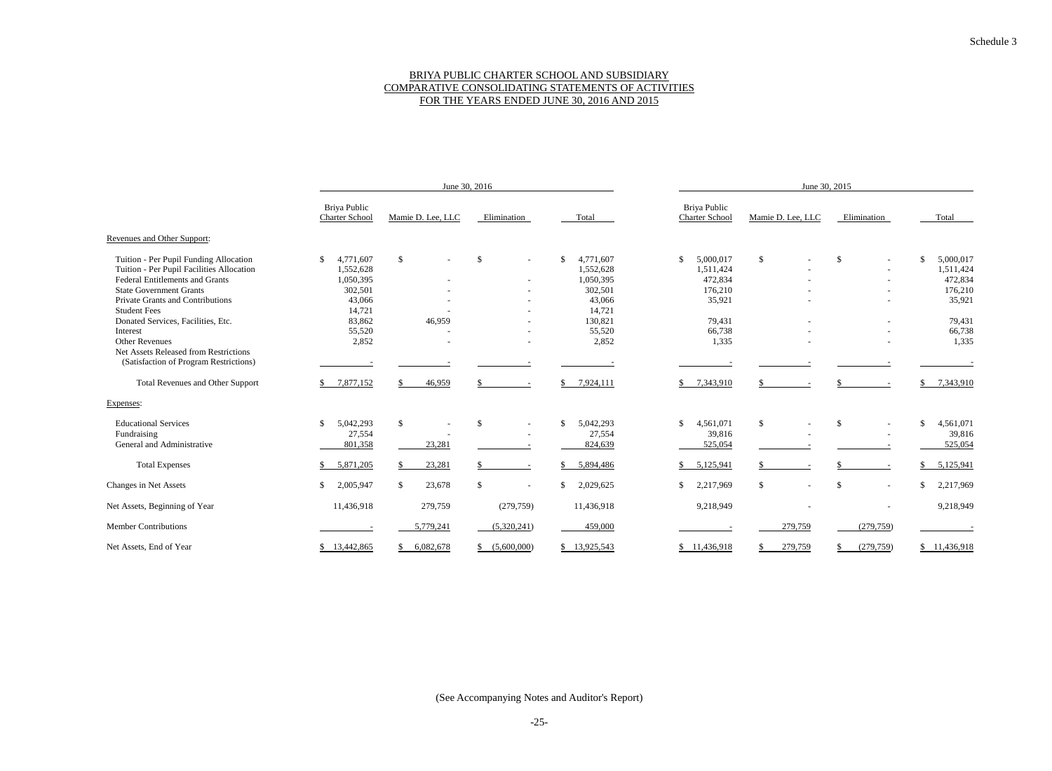Schedule 3

# BRIYA PUBLIC CHARTER SCHOOL AND SUBSIDIARY
## COMPARATIVE CONSOLIDATING STATEMENTS OF ACTIVITIES
### FOR THE YEARS ENDED JUNE 30, 2016 AND 2015

| | June 30, 2016 | | | | June 30, 2015 | | | |
|---|---|---|---|---|---|---|---|---|
| | Briya Public Charter School | Mamie D. Lee, LLC | Elimination | Total | Briya Public Charter School | Mamie D. Lee, LLC | Elimination | Total |
| Revenues and Other Support: | | | | | | | | |
| Tuition - Per Pupil Funding Allocation | $ 4,771,607 | $ - | $ - | $ 4,771,607 | $ 5,000,017 | $ - | $ - | $ 5,000,017 |
| Tuition - Per Pupil Facilities Allocation | 1,552,628 | | | 1,552,628 | 1,511,424 | - | - | 1,511,424 |
| Federal Entitlements and Grants | 1,050,395 | - | - | 1,050,395 | 472,834 | - | - | 472,834 |
| State Government Grants | 302,501 | - | - | 302,501 | 176,210 | - | - | 176,210 |
| Private Grants and Contributions | 43,066 | - | - | 43,066 | 35,921 | - | - | 35,921 |
| Student Fees | 14,721 | - | - | 14,721 | | | | |
| Donated Services, Facilities, Etc. | 83,862 | 46,959 | - | 130,821 | 79,431 | - | - | 79,431 |
| Interest | 55,520 | - | - | 55,520 | 66,738 | - | - | 66,738 |
| Other Revenues | 2,852 | - | - | 2,852 | 1,335 | - | - | 1,335 |
| Net Assets Released from Restrictions (Satisfaction of Program Restrictions) | - | - | - | - | - | - | - | - |
| Total Revenues and Other Support | $ 7,877,152 | $ 46,959 | $ - | $ 7,924,111 | $ 7,343,910 | $ - | $ - | $ 7,343,910 |
| Expenses: | | | | | | | | |
| Educational Services | $ 5,042,293 | $ - | $ - | $ 5,042,293 | $ 4,561,071 | $ - | $ - | $ 4,561,071 |
| Fundraising | 27,554 | - | - | 27,554 | 39,816 | - | - | 39,816 |
| General and Administrative | 801,358 | 23,281 | - | 824,639 | 525,054 | - | - | 525,054 |
| Total Expenses | $ 5,871,205 | $ 23,281 | $ - | $ 5,894,486 | $ 5,125,941 | $ - | $ - | $ 5,125,941 |
| Changes in Net Assets | $ 2,005,947 | $ 23,678 | $ - | $ 2,029,625 | $ 2,217,969 | $ - | $ - | $ 2,217,969 |
| Net Assets, Beginning of Year | 11,436,918 | 279,759 | (279,759) | 11,436,918 | 9,218,949 | - | - | 9,218,949 |
| Member Contributions | - | 5,779,241 | (5,320,241) | 459,000 | - | 279,759 | (279,759) | - |
| Net Assets, End of Year | $ 13,442,865 | $ 6,082,678 | $ (5,600,000) | $ 13,925,543 | $ 11,436,918 | $ 279,759 | $ (279,759) | $ 11,436,918 |

(See Accompanying Notes and Auditor's Report)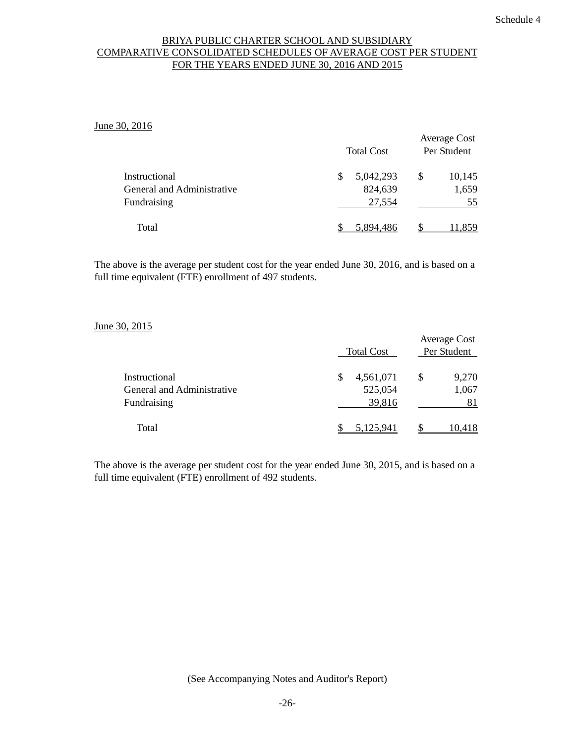Schedule 4

# BRIYA PUBLIC CHARTER SCHOOL AND SUBSIDIARY
## COMPARATIVE CONSOLIDATED SCHEDULES OF AVERAGE COST PER STUDENT
## FOR THE YEARS ENDED JUNE 30, 2016 AND 2015

June 30, 2016

| | Total Cost | Average Cost Per Student |
|---|---|---|
| Instructional | $ 5,042,293 | $ 10,145 |
| General and Administrative | 824,639 | 1,659 |
| Fundraising | 27,554 | 55 |
| Total | $ 5,894,486 | $ 11,859 |

The above is the average per student cost for the year ended June 30, 2016, and is based on a full time equivalent (FTE) enrollment of 497 students.

June 30, 2015

| | Total Cost | Average Cost Per Student |
|---|---|---|
| Instructional | $ 4,561,071 | $ 9,270 |
| General and Administrative | 525,054 | 1,067 |
| Fundraising | 39,816 | 81 |
| Total | $ 5,125,941 | $ 10,418 |

The above is the average per student cost for the year ended June 30, 2015, and is based on a full time equivalent (FTE) enrollment of 492 students.

(See Accompanying Notes and Auditor's Report)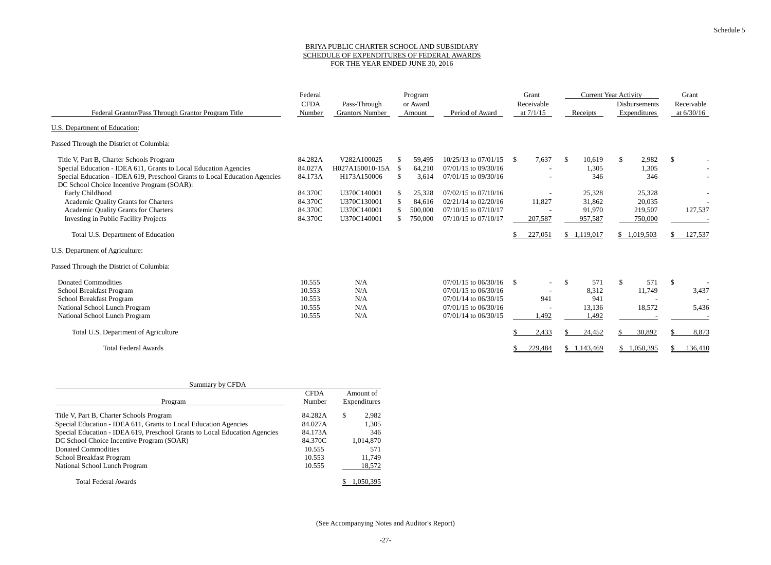Schedule 5

# BRIYA PUBLIC CHARTER SCHOOL AND SUBSIDIARY
## SCHEDULE OF EXPENDITURES OF FEDERAL AWARDS
## FOR THE YEAR ENDED JUNE 30, 2016

| Federal Grantor/Pass Through Grantor Program Title | Federal CFDA Number | Pass-Through Grantors Number | Program or Award Amount | Period of Award | Grant Receivable at 7/1/15 | Current Year Activity Receipts | Current Year Activity Disbursements Expenditures | Grant Receivable at 6/30/16 |
|---|---|---|---|---|---|---|---|---|
| U.S. Department of Education: | | | | | | | | |
| Passed Through the District of Columbia: | | | | | | | | |
| Title V, Part B, Charter Schools Program | 84.282A | V282A100025 | $ 59,495 | 10/25/13 to 07/01/15 | $ 7,637 | $ 10,619 | $ 2,982 | $ - |
| Special Education - IDEA 611, Grants to Local Education Agencies | 84.027A | H027A150010-15A | $ 64,210 | 07/01/15 to 09/30/16 | - | 1,305 | 1,305 | - |
| Special Education - IDEA 619, Preschool Grants to Local Education Agencies | 84.173A | H173A150006 | $ 3,614 | 07/01/15 to 09/30/16 | - | 346 | 346 | - |
| DC School Choice Incentive Program (SOAR): | | | | | | | | |
| Early Childhood | 84.370C | U370C140001 | $ 25,328 | 07/02/15 to 07/10/16 | - | 25,328 | 25,328 | - |
| Academic Quality Grants for Charters | 84.370C | U370C130001 | $ 84,616 | 02/21/14 to 02/20/16 | 11,827 | 31,862 | 20,035 | - |
| Academic Quality Grants for Charters | 84.370C | U370C140001 | $ 500,000 | 07/10/15 to 07/10/17 | - | 91,970 | 219,507 | 127,537 |
| Investing in Public Facility Projects | 84.370C | U370C140001 | $ 750,000 | 07/10/15 to 07/10/17 | 207,587 | 957,587 | 750,000 | - |
| Total U.S. Department of Education | | | | | $ 227,051 | $ 1,119,017 | $ 1,019,503 | $ 127,537 |
| U.S. Department of Agriculture: | | | | | | | | |
| Passed Through the District of Columbia: | | | | | | | | |
| Donated Commodities | 10.555 | N/A | | 07/01/15 to 06/30/16 | $ - | $ 571 | $ 571 | $ - |
| School Breakfast Program | 10.553 | N/A | | 07/01/15 to 06/30/16 | - | 8,312 | 11,749 | 3,437 |
| School Breakfast Program | 10.553 | N/A | | 07/01/14 to 06/30/15 | 941 | 941 | - | - |
| National School Lunch Program | 10.555 | N/A | | 07/01/15 to 06/30/16 | - | 13,136 | 18,572 | 5,436 |
| National School Lunch Program | 10.555 | N/A | | 07/01/14 to 06/30/15 | 1,492 | 1,492 | - | - |
| Total U.S. Department of Agriculture | | | | | $ 2,433 | $ 24,452 | $ 30,892 | $ 8,873 |
| Total Federal Awards | | | | | $ 229,484 | $ 1,143,469 | $ 1,050,395 | $ 136,410 |

| Summary by CFDA | | |
|---|---|---|
| Program | CFDA Number | Amount of Expenditures |
| Title V, Part B, Charter Schools Program | 84.282A | $ 2,982 |
| Special Education - IDEA 611, Grants to Local Education Agencies | 84.027A | 1,305 |
| Special Education - IDEA 619, Preschool Grants to Local Education Agencies | 84.173A | 346 |
| DC School Choice Incentive Program (SOAR) | 84.370C | 1,014,870 |
| Donated Commodities | 10.555 | 571 |
| School Breakfast Program | 10.553 | 11,749 |
| National School Lunch Program | 10.555 | 18,572 |
| Total Federal Awards | | $ 1,050,395 |

(See Accompanying Notes and Auditor's Report)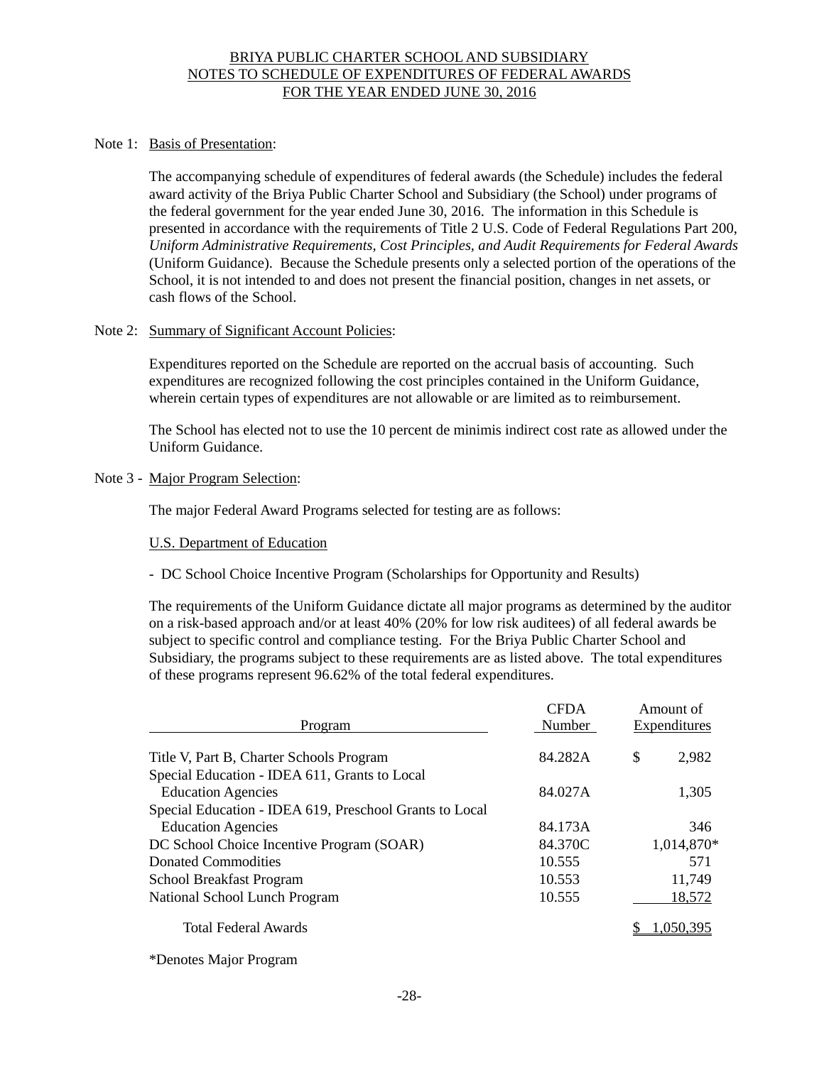# BRIYA PUBLIC CHARTER SCHOOL AND SUBSIDIARY
## NOTES TO SCHEDULE OF EXPENDITURES OF FEDERAL AWARDS
## FOR THE YEAR ENDED JUNE 30, 2016

Note 1: Basis of Presentation:

The accompanying schedule of expenditures of federal awards (the Schedule) includes the federal award activity of the Briya Public Charter School and Subsidiary (the School) under programs of the federal government for the year ended June 30, 2016. The information in this Schedule is presented in accordance with the requirements of Title 2 U.S. Code of Federal Regulations Part 200, *Uniform Administrative Requirements, Cost Principles, and Audit Requirements for Federal Awards* (Uniform Guidance). Because the Schedule presents only a selected portion of the operations of the School, it is not intended to and does not present the financial position, changes in net assets, or cash flows of the School.

Note 2: Summary of Significant Account Policies:

Expenditures reported on the Schedule are reported on the accrual basis of accounting. Such expenditures are recognized following the cost principles contained in the Uniform Guidance, wherein certain types of expenditures are not allowable or are limited as to reimbursement.

The School has elected not to use the 10 percent de minimis indirect cost rate as allowed under the Uniform Guidance.

Note 3 - Major Program Selection:

The major Federal Award Programs selected for testing are as follows:

U.S. Department of Education

- DC School Choice Incentive Program (Scholarships for Opportunity and Results)

The requirements of the Uniform Guidance dictate all major programs as determined by the auditor on a risk-based approach and/or at least 40% (20% for low risk auditees) of all federal awards be subject to specific control and compliance testing. For the Briya Public Charter School and Subsidiary, the programs subject to these requirements are as listed above. The total expenditures of these programs represent 96.62% of the total federal expenditures.

| Program | CFDA Number | Amount of Expenditures |
|---|---|---|
| Title V, Part B, Charter Schools Program | 84.282A | $ 2,982 |
| Special Education - IDEA 611, Grants to Local Education Agencies | 84.027A | 1,305 |
| Special Education - IDEA 619, Preschool Grants to Local Education Agencies | 84.173A | 346 |
| DC School Choice Incentive Program (SOAR) | 84.370C | 1,014,870* |
| Donated Commodities | 10.555 | 571 |
| School Breakfast Program | 10.553 | 11,749 |
| National School Lunch Program | 10.555 | 18,572 |
| Total Federal Awards | | $ 1,050,395 |

*Denotes Major Program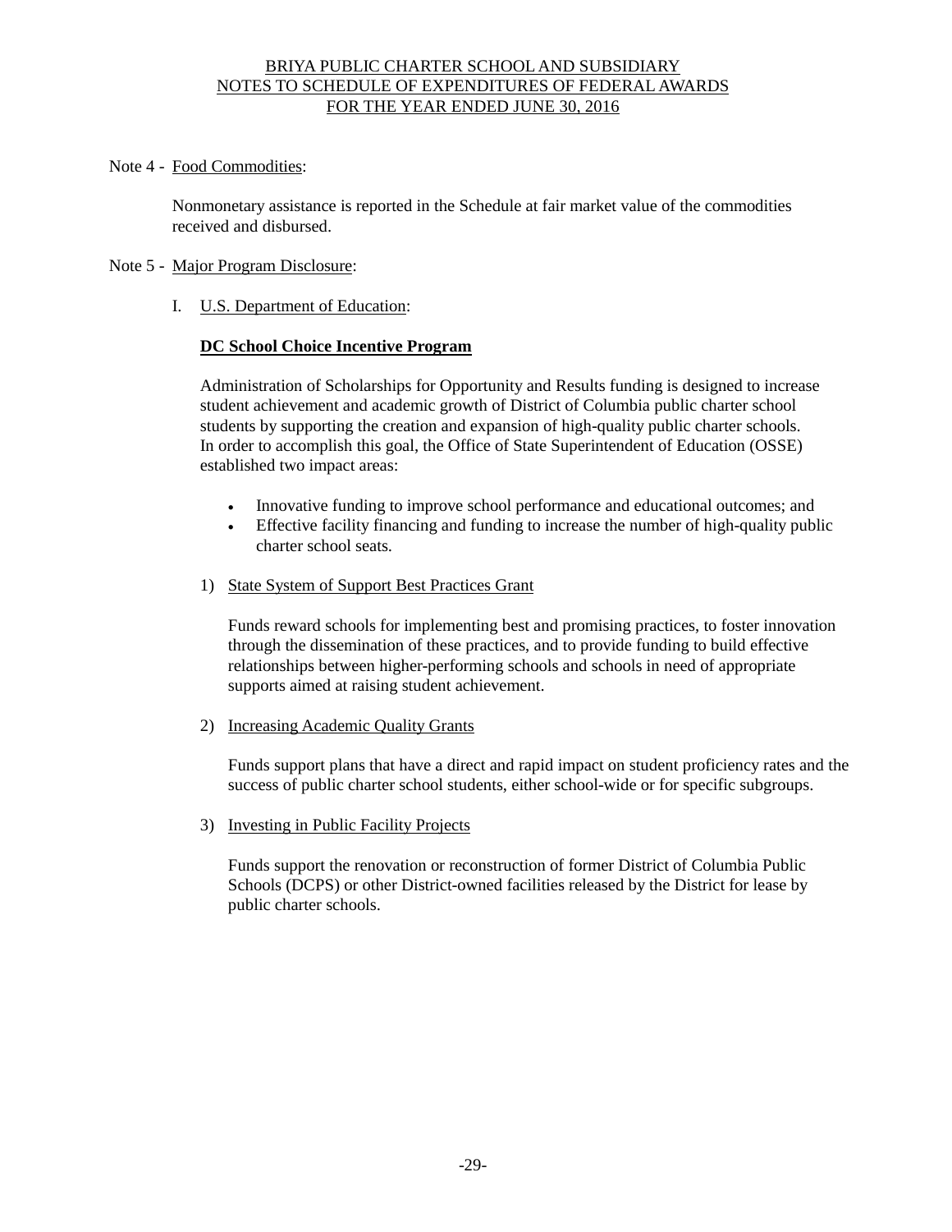# BRIYA PUBLIC CHARTER SCHOOL AND SUBSIDIARY
## NOTES TO SCHEDULE OF EXPENDITURES OF FEDERAL AWARDS
## FOR THE YEAR ENDED JUNE 30, 2016

Note 4 - Food Commodities:

Nonmonetary assistance is reported in the Schedule at fair market value of the commodities received and disbursed.

Note 5 - Major Program Disclosure:

I. U.S. Department of Education:

**DC School Choice Incentive Program**

Administration of Scholarships for Opportunity and Results funding is designed to increase student achievement and academic growth of District of Columbia public charter school students by supporting the creation and expansion of high-quality public charter schools. In order to accomplish this goal, the Office of State Superintendent of Education (OSSE) established two impact areas:

- Innovative funding to improve school performance and educational outcomes; and
- Effective facility financing and funding to increase the number of high-quality public charter school seats.

1) State System of Support Best Practices Grant

Funds reward schools for implementing best and promising practices, to foster innovation through the dissemination of these practices, and to provide funding to build effective relationships between higher-performing schools and schools in need of appropriate supports aimed at raising student achievement.

2) Increasing Academic Quality Grants

Funds support plans that have a direct and rapid impact on student proficiency rates and the success of public charter school students, either school-wide or for specific subgroups.

3) Investing in Public Facility Projects

Funds support the renovation or reconstruction of former District of Columbia Public Schools (DCPS) or other District-owned facilities released by the District for lease by public charter schools.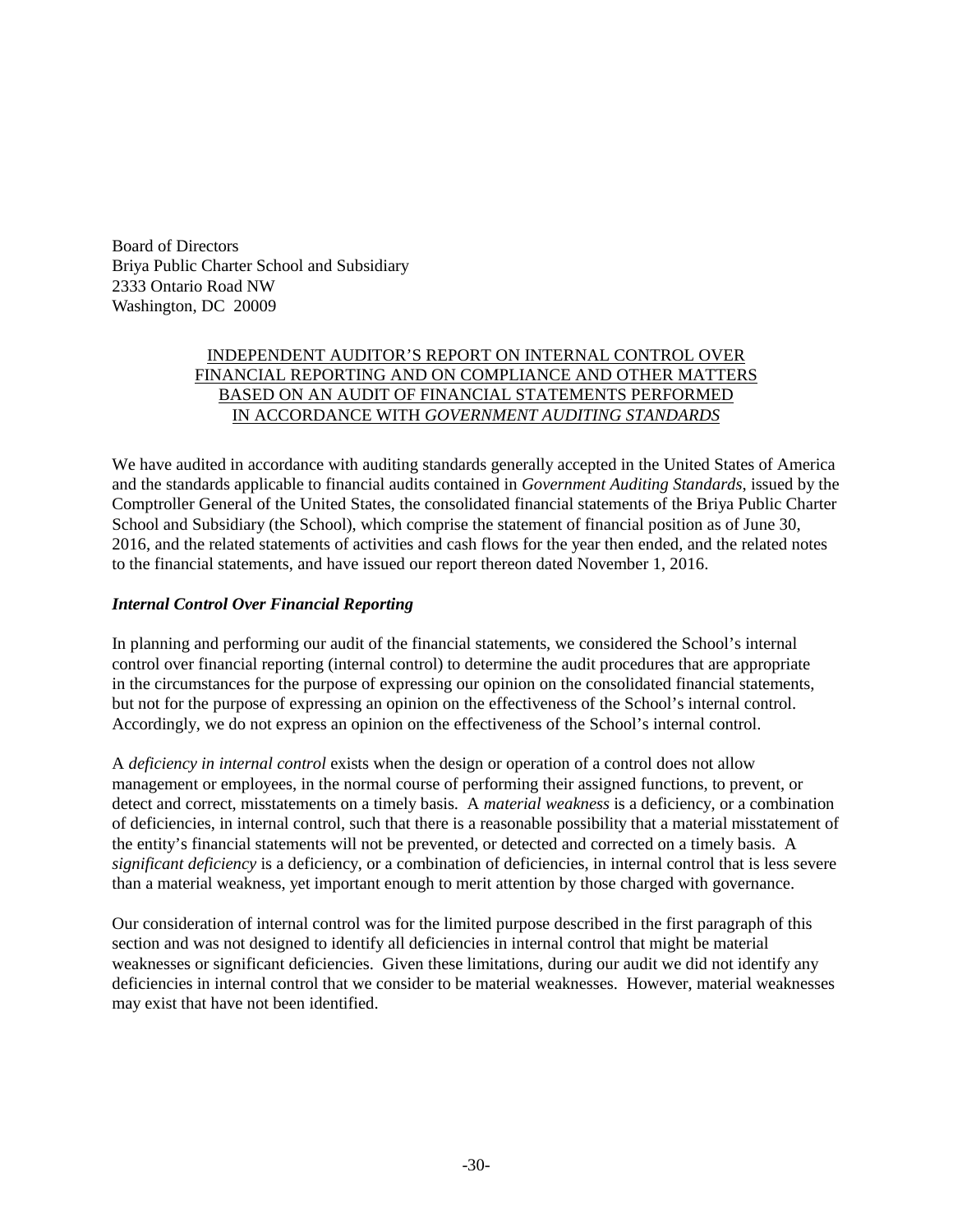Board of Directors
Briya Public Charter School and Subsidiary
2333 Ontario Road NW
Washington, DC 20009

## INDEPENDENT AUDITOR'S REPORT ON INTERNAL CONTROL OVER FINANCIAL REPORTING AND ON COMPLIANCE AND OTHER MATTERS BASED ON AN AUDIT OF FINANCIAL STATEMENTS PERFORMED IN ACCORDANCE WITH *GOVERNMENT AUDITING STANDARDS*

We have audited in accordance with auditing standards generally accepted in the United States of America and the standards applicable to financial audits contained in *Government Auditing Standards*, issued by the Comptroller General of the United States, the consolidated financial statements of the Briya Public Charter School and Subsidiary (the School), which comprise the statement of financial position as of June 30, 2016, and the related statements of activities and cash flows for the year then ended, and the related notes to the financial statements, and have issued our report thereon dated November 1, 2016.

### *Internal Control Over Financial Reporting*

In planning and performing our audit of the financial statements, we considered the School's internal control over financial reporting (internal control) to determine the audit procedures that are appropriate in the circumstances for the purpose of expressing our opinion on the consolidated financial statements, but not for the purpose of expressing an opinion on the effectiveness of the School's internal control. Accordingly, we do not express an opinion on the effectiveness of the School's internal control.

A *deficiency in internal control* exists when the design or operation of a control does not allow management or employees, in the normal course of performing their assigned functions, to prevent, or detect and correct, misstatements on a timely basis. A *material weakness* is a deficiency, or a combination of deficiencies, in internal control, such that there is a reasonable possibility that a material misstatement of the entity's financial statements will not be prevented, or detected and corrected on a timely basis. A *significant deficiency* is a deficiency, or a combination of deficiencies, in internal control that is less severe than a material weakness, yet important enough to merit attention by those charged with governance.

Our consideration of internal control was for the limited purpose described in the first paragraph of this section and was not designed to identify all deficiencies in internal control that might be material weaknesses or significant deficiencies. Given these limitations, during our audit we did not identify any deficiencies in internal control that we consider to be material weaknesses. However, material weaknesses may exist that have not been identified.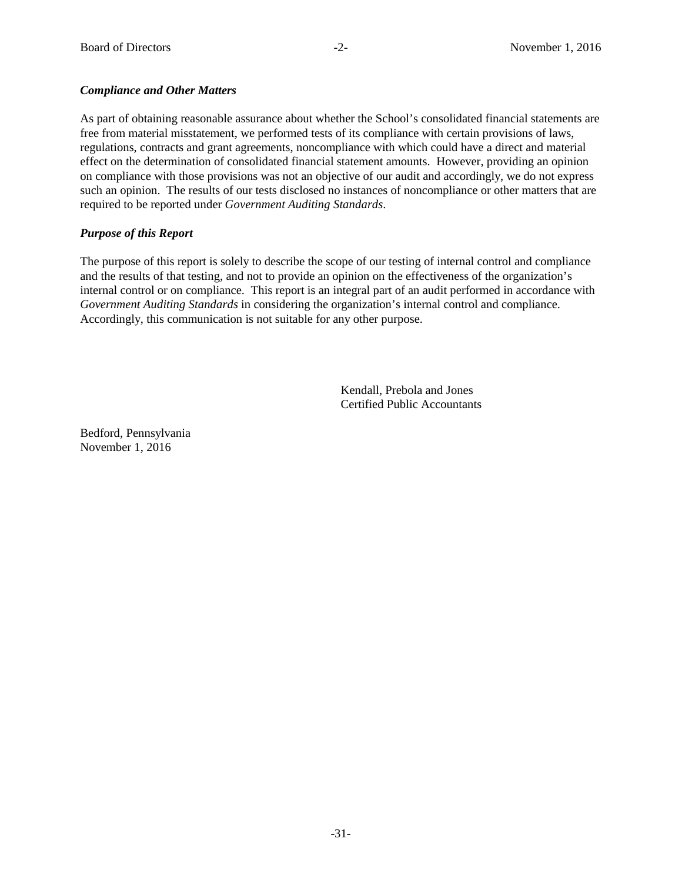***Compliance and Other Matters***

As part of obtaining reasonable assurance about whether the School's consolidated financial statements are free from material misstatement, we performed tests of its compliance with certain provisions of laws, regulations, contracts and grant agreements, noncompliance with which could have a direct and material effect on the determination of consolidated financial statement amounts. However, providing an opinion on compliance with those provisions was not an objective of our audit and accordingly, we do not express such an opinion. The results of our tests disclosed no instances of noncompliance or other matters that are required to be reported under *Government Auditing Standards*.

***Purpose of this Report***

The purpose of this report is solely to describe the scope of our testing of internal control and compliance and the results of that testing, and not to provide an opinion on the effectiveness of the organization's internal control or on compliance. This report is an integral part of an audit performed in accordance with *Government Auditing Standards* in considering the organization's internal control and compliance. Accordingly, this communication is not suitable for any other purpose.

Kendall, Prebola and Jones
Certified Public Accountants

Bedford, Pennsylvania
November 1, 2016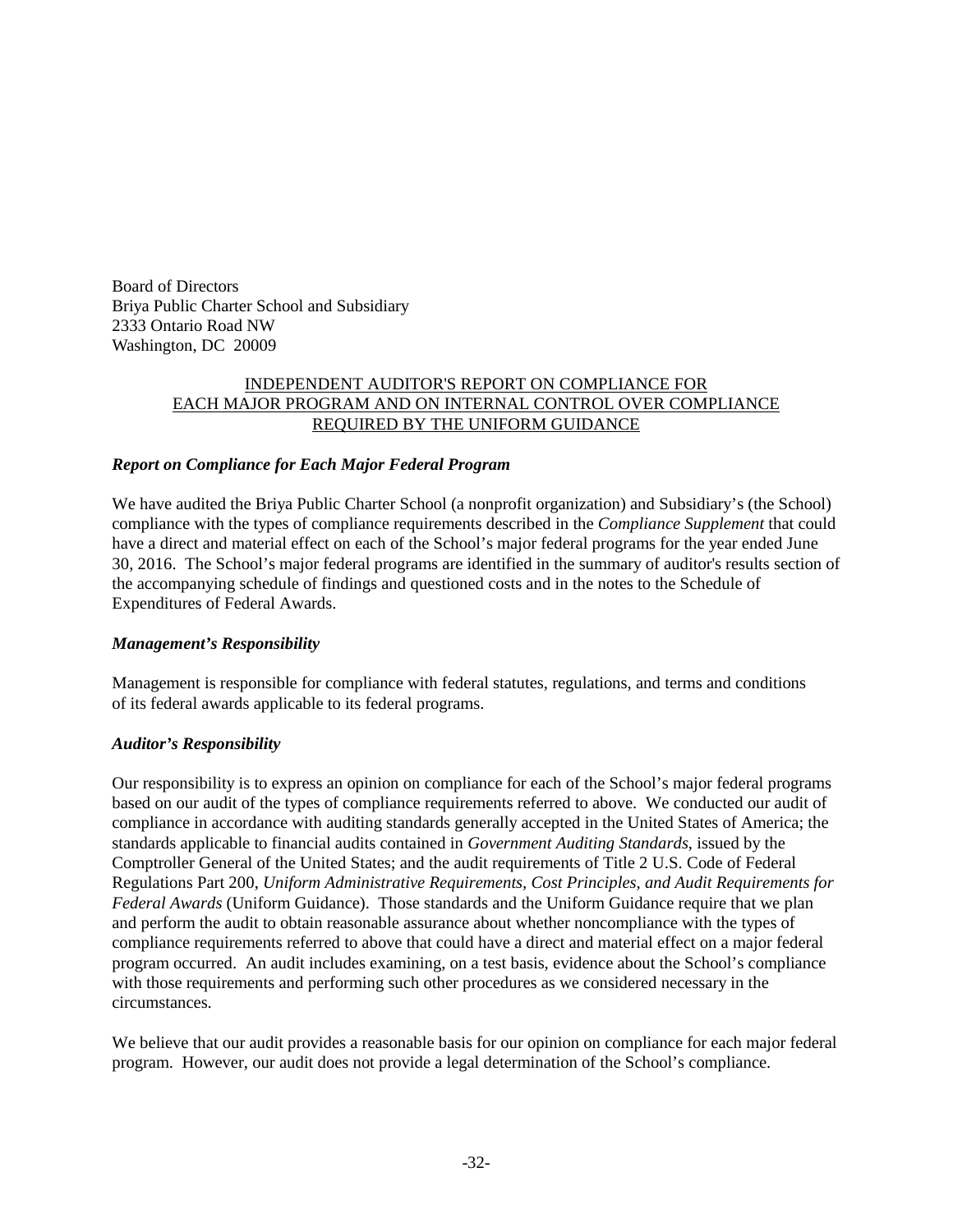Board of Directors
Briya Public Charter School and Subsidiary
2333 Ontario Road NW
Washington, DC 20009

## INDEPENDENT AUDITOR'S REPORT ON COMPLIANCE FOR EACH MAJOR PROGRAM AND ON INTERNAL CONTROL OVER COMPLIANCE REQUIRED BY THE UNIFORM GUIDANCE

### *Report on Compliance for Each Major Federal Program*

We have audited the Briya Public Charter School (a nonprofit organization) and Subsidiary's (the School) compliance with the types of compliance requirements described in the *Compliance Supplement* that could have a direct and material effect on each of the School's major federal programs for the year ended June 30, 2016. The School's major federal programs are identified in the summary of auditor's results section of the accompanying schedule of findings and questioned costs and in the notes to the Schedule of Expenditures of Federal Awards.

### *Management's Responsibility*

Management is responsible for compliance with federal statutes, regulations, and terms and conditions of its federal awards applicable to its federal programs.

### *Auditor's Responsibility*

Our responsibility is to express an opinion on compliance for each of the School's major federal programs based on our audit of the types of compliance requirements referred to above. We conducted our audit of compliance in accordance with auditing standards generally accepted in the United States of America; the standards applicable to financial audits contained in *Government Auditing Standards*, issued by the Comptroller General of the United States; and the audit requirements of Title 2 U.S. Code of Federal Regulations Part 200, *Uniform Administrative Requirements, Cost Principles, and Audit Requirements for Federal Awards* (Uniform Guidance). Those standards and the Uniform Guidance require that we plan and perform the audit to obtain reasonable assurance about whether noncompliance with the types of compliance requirements referred to above that could have a direct and material effect on a major federal program occurred. An audit includes examining, on a test basis, evidence about the School's compliance with those requirements and performing such other procedures as we considered necessary in the circumstances.

We believe that our audit provides a reasonable basis for our opinion on compliance for each major federal program. However, our audit does not provide a legal determination of the School's compliance.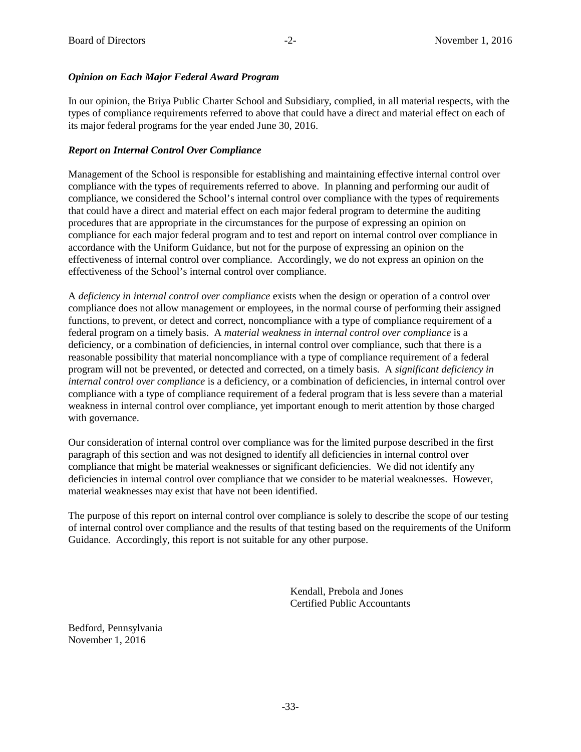### *Opinion on Each Major Federal Award Program*

In our opinion, the Briya Public Charter School and Subsidiary, complied, in all material respects, with the types of compliance requirements referred to above that could have a direct and material effect on each of its major federal programs for the year ended June 30, 2016.

### *Report on Internal Control Over Compliance*

Management of the School is responsible for establishing and maintaining effective internal control over compliance with the types of requirements referred to above. In planning and performing our audit of compliance, we considered the School's internal control over compliance with the types of requirements that could have a direct and material effect on each major federal program to determine the auditing procedures that are appropriate in the circumstances for the purpose of expressing an opinion on compliance for each major federal program and to test and report on internal control over compliance in accordance with the Uniform Guidance, but not for the purpose of expressing an opinion on the effectiveness of internal control over compliance. Accordingly, we do not express an opinion on the effectiveness of the School's internal control over compliance.

A *deficiency in internal control over compliance* exists when the design or operation of a control over compliance does not allow management or employees, in the normal course of performing their assigned functions, to prevent, or detect and correct, noncompliance with a type of compliance requirement of a federal program on a timely basis. A *material weakness in internal control over compliance* is a deficiency, or a combination of deficiencies, in internal control over compliance, such that there is a reasonable possibility that material noncompliance with a type of compliance requirement of a federal program will not be prevented, or detected and corrected, on a timely basis. A *significant deficiency in internal control over compliance* is a deficiency, or a combination of deficiencies, in internal control over compliance with a type of compliance requirement of a federal program that is less severe than a material weakness in internal control over compliance, yet important enough to merit attention by those charged with governance.

Our consideration of internal control over compliance was for the limited purpose described in the first paragraph of this section and was not designed to identify all deficiencies in internal control over compliance that might be material weaknesses or significant deficiencies. We did not identify any deficiencies in internal control over compliance that we consider to be material weaknesses. However, material weaknesses may exist that have not been identified.

The purpose of this report on internal control over compliance is solely to describe the scope of our testing of internal control over compliance and the results of that testing based on the requirements of the Uniform Guidance. Accordingly, this report is not suitable for any other purpose.

Kendall, Prebola and Jones
Certified Public Accountants

Bedford, Pennsylvania
November 1, 2016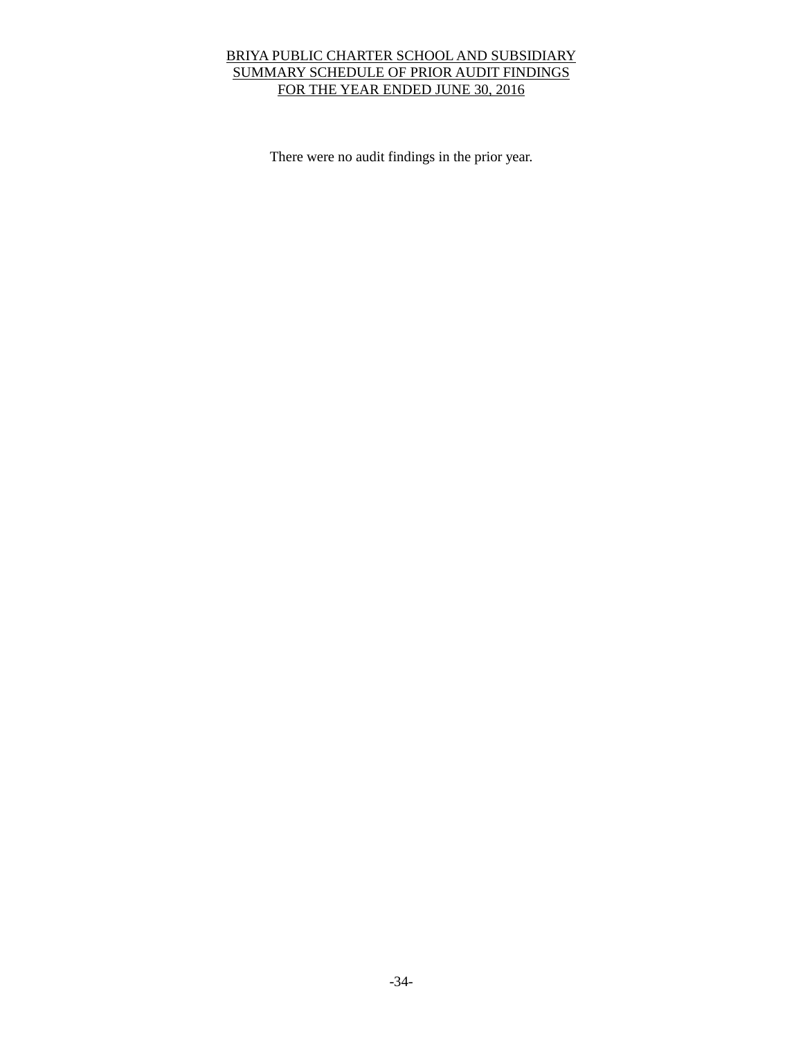# BRIYA PUBLIC CHARTER SCHOOL AND SUBSIDIARY
## SUMMARY SCHEDULE OF PRIOR AUDIT FINDINGS
## FOR THE YEAR ENDED JUNE 30, 2016

There were no audit findings in the prior year.